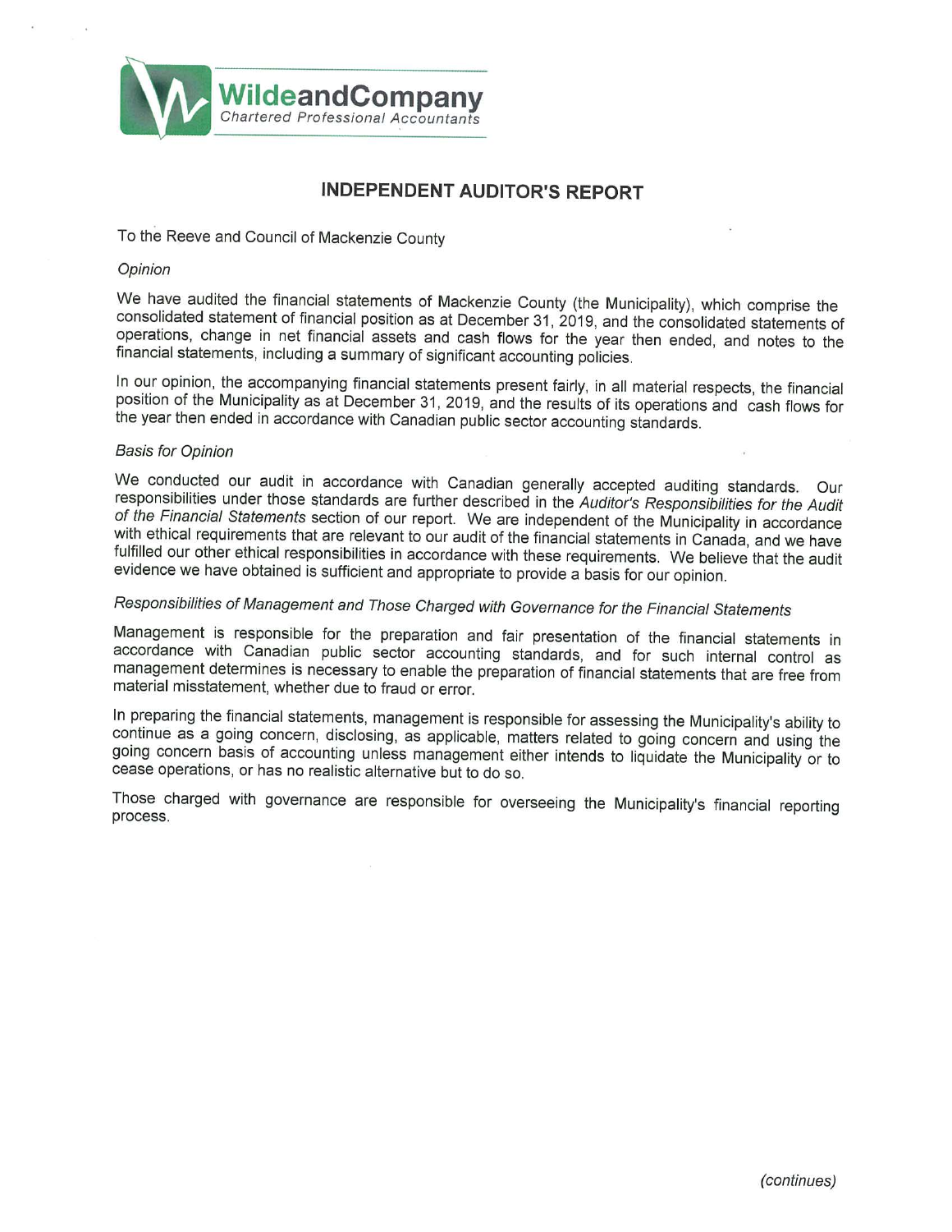**WildeandCompany**
*Chartered Professional Accountants*

# INDEPENDENT AUDITOR'S REPORT

To the Reeve and Council of Mackenzie County

*Opinion*

We have audited the financial statements of Mackenzie County (the Municipality), which comprise the consolidated statement of financial position as at December 31, 2019, and the consolidated statements of operations, change in net financial assets and cash flows for the year then ended, and notes to the financial statements, including a summary of significant accounting policies.

In our opinion, the accompanying financial statements present fairly, in all material respects, the financial position of the Municipality as at December 31, 2019, and the results of its operations and cash flows for the year then ended in accordance with Canadian public sector accounting standards.

*Basis for Opinion*

We conducted our audit in accordance with Canadian generally accepted auditing standards. Our responsibilities under those standards are further described in the *Auditor's Responsibilities for the Audit of the Financial Statements* section of our report. We are independent of the Municipality in accordance with ethical requirements that are relevant to our audit of the financial statements in Canada, and we have fulfilled our other ethical responsibilities in accordance with these requirements. We believe that the audit evidence we have obtained is sufficient and appropriate to provide a basis for our opinion.

*Responsibilities of Management and Those Charged with Governance for the Financial Statements*

Management is responsible for the preparation and fair presentation of the financial statements in accordance with Canadian public sector accounting standards, and for such internal control as management determines is necessary to enable the preparation of financial statements that are free from material misstatement, whether due to fraud or error.

In preparing the financial statements, management is responsible for assessing the Municipality's ability to continue as a going concern, disclosing, as applicable, matters related to going concern and using the going concern basis of accounting unless management either intends to liquidate the Municipality or to cease operations, or has no realistic alternative but to do so.

Those charged with governance are responsible for overseeing the Municipality's financial reporting process.

*(continues)*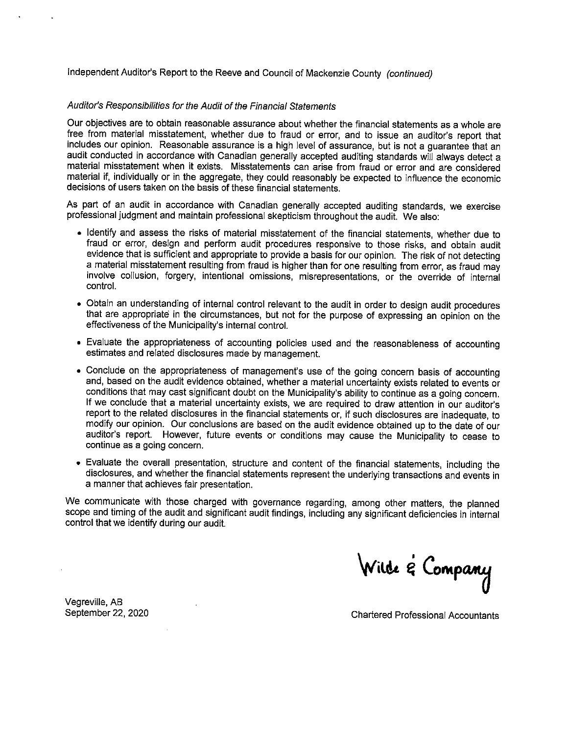Independent Auditor's Report to the Reeve and Council of Mackenzie County *(continued)*

*Auditor's Responsibilities for the Audit of the Financial Statements*

Our objectives are to obtain reasonable assurance about whether the financial statements as a whole are free from material misstatement, whether due to fraud or error, and to issue an auditor's report that includes our opinion. Reasonable assurance is a high level of assurance, but is not a guarantee that an audit conducted in accordance with Canadian generally accepted auditing standards will always detect a material misstatement when it exists. Misstatements can arise from fraud or error and are considered material if, individually or in the aggregate, they could reasonably be expected to influence the economic decisions of users taken on the basis of these financial statements.

As part of an audit in accordance with Canadian generally accepted auditing standards, we exercise professional judgment and maintain professional skepticism throughout the audit. We also:

- Identify and assess the risks of material misstatement of the financial statements, whether due to fraud or error, design and perform audit procedures responsive to those risks, and obtain audit evidence that is sufficient and appropriate to provide a basis for our opinion. The risk of not detecting a material misstatement resulting from fraud is higher than for one resulting from error, as fraud may involve collusion, forgery, intentional omissions, misrepresentations, or the override of internal control.
- Obtain an understanding of internal control relevant to the audit in order to design audit procedures that are appropriate in the circumstances, but not for the purpose of expressing an opinion on the effectiveness of the Municipality's internal control.
- Evaluate the appropriateness of accounting policies used and the reasonableness of accounting estimates and related disclosures made by management.
- Conclude on the appropriateness of management's use of the going concern basis of accounting and, based on the audit evidence obtained, whether a material uncertainty exists related to events or conditions that may cast significant doubt on the Municipality's ability to continue as a going concern. If we conclude that a material uncertainty exists, we are required to draw attention in our auditor's report to the related disclosures in the financial statements or, if such disclosures are inadequate, to modify our opinion. Our conclusions are based on the audit evidence obtained up to the date of our auditor's report. However, future events or conditions may cause the Municipality to cease to continue as a going concern.
- Evaluate the overall presentation, structure and content of the financial statements, including the disclosures, and whether the financial statements represent the underlying transactions and events in a manner that achieves fair presentation.

We communicate with those charged with governance regarding, among other matters, the planned scope and timing of the audit and significant audit findings, including any significant deficiencies in internal control that we identify during our audit.

Wilde & Company

Vegreville, AB
September 22, 2020

Chartered Professional Accountants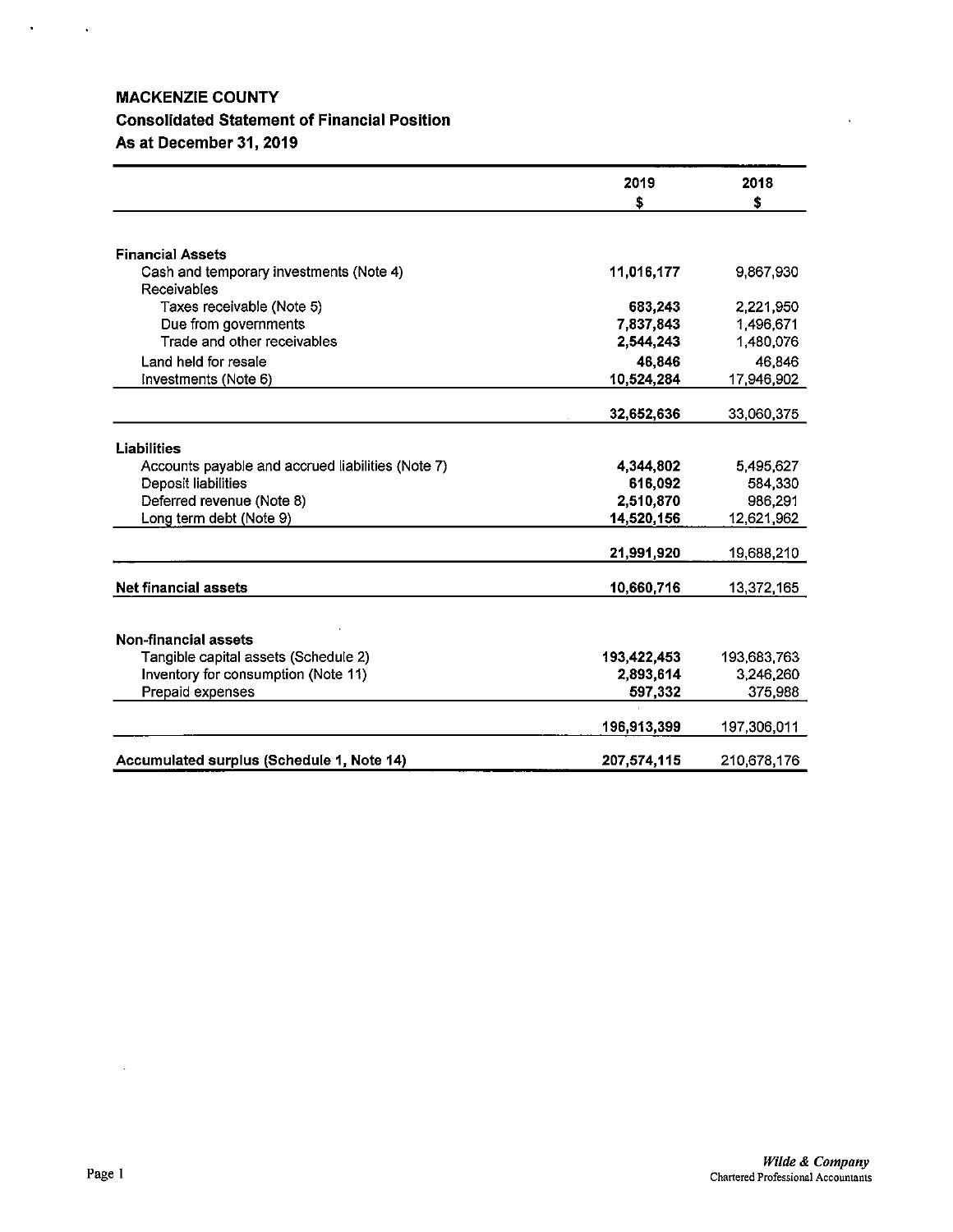**MACKENZIE COUNTY**
**Consolidated Statement of Financial Position**
**As at December 31, 2019**

| | 2019<br>$ | 2018<br>$ |
|---|---|---|
| **Financial Assets** | | |
| Cash and temporary investments (Note 4) | **11,016,177** | 9,867,930 |
| Receivables | | |
| Taxes receivable (Note 5) | **683,243** | 2,221,950 |
| Due from governments | **7,837,843** | 1,496,671 |
| Trade and other receivables | **2,544,243** | 1,480,076 |
| Land held for resale | **46,846** | 46,846 |
| Investments (Note 6) | **10,524,284** | 17,946,902 |
| | **32,652,636** | 33,060,375 |
| **Liabilities** | | |
| Accounts payable and accrued liabilities (Note 7) | **4,344,802** | 5,495,627 |
| Deposit liabilities | **616,092** | 584,330 |
| Deferred revenue (Note 8) | **2,510,870** | 986,291 |
| Long term debt (Note 9) | **14,520,156** | 12,621,962 |
| | **21,991,920** | 19,688,210 |
| **Net financial assets** | **10,660,716** | 13,372,165 |
| **Non-financial assets** | | |
| Tangible capital assets (Schedule 2) | **193,422,453** | 193,683,763 |
| Inventory for consumption (Note 11) | **2,893,614** | 3,246,260 |
| Prepaid expenses | **597,332** | 375,988 |
| | **196,913,399** | 197,306,011 |
| **Accumulated surplus (Schedule 1, Note 14)** | **207,574,115** | 210,678,176 |

*Wilde & Company*
Chartered Professional Accountants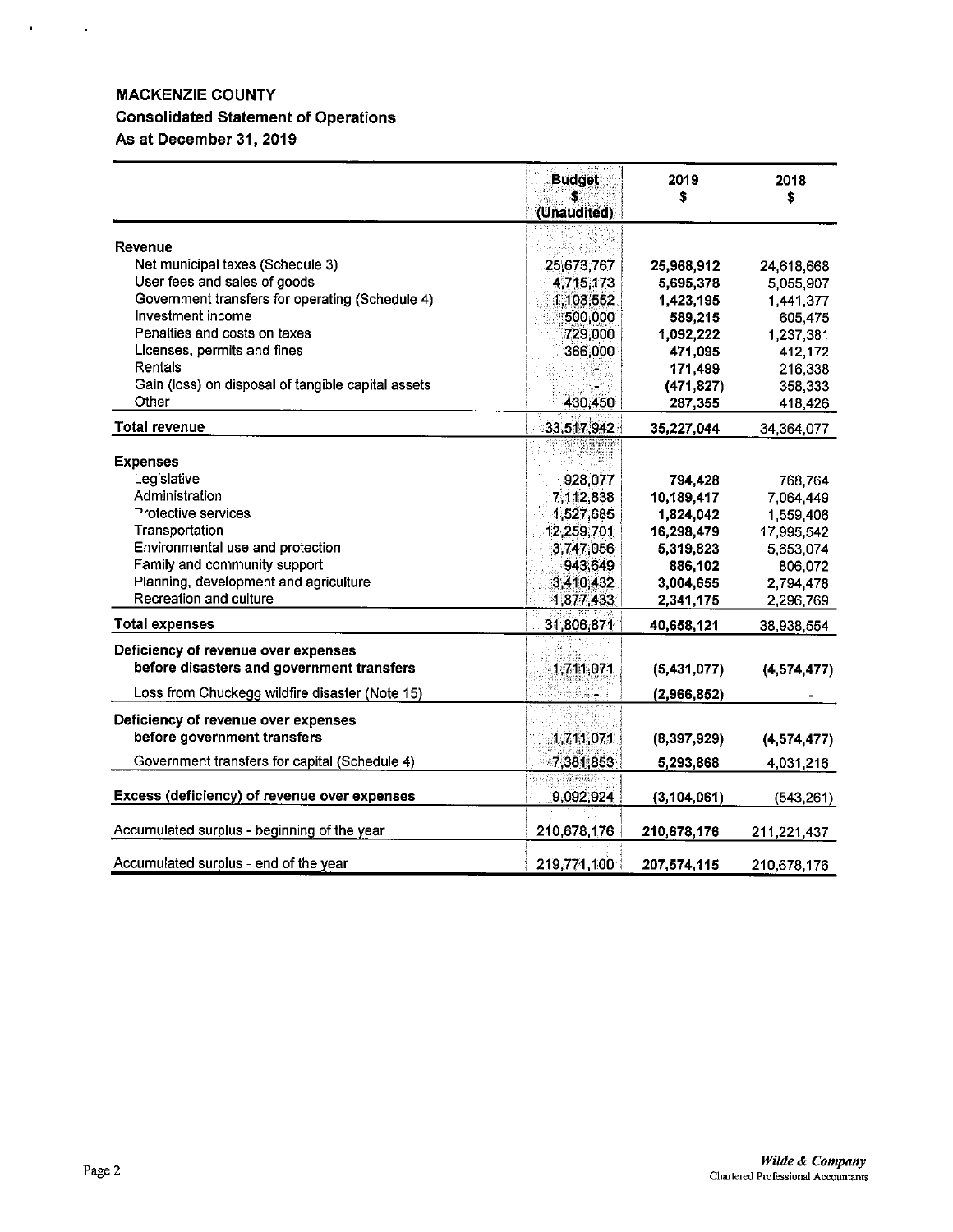# MACKENZIE COUNTY

## Consolidated Statement of Operations

## As at December 31, 2019

| | Budget $ (Unaudited) | 2019 $ | 2018 $ |
|---|---|---|---|
| **Revenue** | | | |
| Net municipal taxes (Schedule 3) | 25,673,767 | **25,968,912** | 24,618,668 |
| User fees and sales of goods | 4,715,173 | **5,695,378** | 5,055,907 |
| Government transfers for operating (Schedule 4) | 1,103,552 | **1,423,195** | 1,441,377 |
| Investment income | 500,000 | **589,215** | 605,475 |
| Penalties and costs on taxes | 729,000 | **1,092,222** | 1,237,381 |
| Licenses, permits and fines | 366,000 | **471,095** | 412,172 |
| Rentals | - | **171,499** | 216,338 |
| Gain (loss) on disposal of tangible capital assets | - | **(471,827)** | 358,333 |
| Other | 430,450 | **287,355** | 418,426 |
| **Total revenue** | 33,517,942 | **35,227,044** | 34,364,077 |
| **Expenses** | | | |
| Legislative | 928,077 | **794,428** | 768,764 |
| Administration | 7,112,838 | **10,189,417** | 7,064,449 |
| Protective services | 1,527,685 | **1,824,042** | 1,559,406 |
| Transportation | 12,259,701 | **16,298,479** | 17,995,542 |
| Environmental use and protection | 3,747,056 | **5,319,823** | 5,653,074 |
| Family and community support | 943,649 | **886,102** | 806,072 |
| Planning, development and agriculture | 3,410,432 | **3,004,655** | 2,794,478 |
| Recreation and culture | 1,877,433 | **2,341,175** | 2,296,769 |
| **Total expenses** | 31,806,871 | **40,658,121** | 38,938,554 |
| **Deficiency of revenue over expenses before disasters and government transfers** | 1,711,071 | **(5,431,077)** | **(4,574,477)** |
| Loss from Chuckegg wildfire disaster (Note 15) | - | **(2,966,852)** | - |
| **Deficiency of revenue over expenses before government transfers** | 1,711,071 | **(8,397,929)** | **(4,574,477)** |
| Government transfers for capital (Schedule 4) | 7,381,853 | **5,293,868** | 4,031,216 |
| **Excess (deficiency) of revenue over expenses** | 9,092,924 | **(3,104,061)** | (543,261) |
| Accumulated surplus - beginning of the year | 210,678,176 | **210,678,176** | 211,221,437 |
| Accumulated surplus - end of the year | 219,771,100 | **207,574,115** | 210,678,176 |

*Wilde & Company*
Chartered Professional Accountants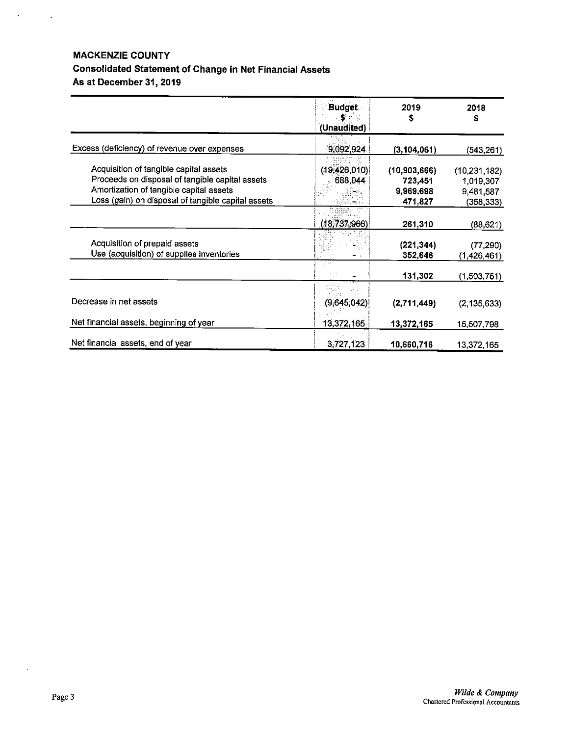**MACKENZIE COUNTY**
**Consolidated Statement of Change in Net Financial Assets**
**As at December 31, 2019**

| | Budget<br>$<br>(Unaudited) | 2019<br>$ | 2018<br>$ |
|---|---|---|---|
| Excess (deficiency) of revenue over expenses | 9,092,924 | **(3,104,061)** | (543,261) |
| Acquisition of tangible capital assets | (19,426,010) | **(10,903,666)** | (10,231,182) |
| Proceeds on disposal of tangible capital assets | 688,044 | **723,451** | 1,019,307 |
| Amortization of tangible capital assets | - | **9,969,698** | 9,481,587 |
| Loss (gain) on disposal of tangible capital assets | - | **471,827** | (358,333) |
| | (18,737,966) | **261,310** | (88,621) |
| Acquisition of prepaid assets | - | **(221,344)** | (77,290) |
| Use (acquisition) of supplies inventories | - | **352,646** | (1,426,461) |
| | - | **131,302** | (1,503,751) |
| Decrease in net assets | (9,645,042) | **(2,711,449)** | (2,135,633) |
| Net financial assets, beginning of year | 13,372,165 | **13,372,165** | 15,507,798 |
| Net financial assets, end of year | 3,727,123 | **10,660,716** | 13,372,165 |

*Wilde & Company*
Chartered Professional Accountants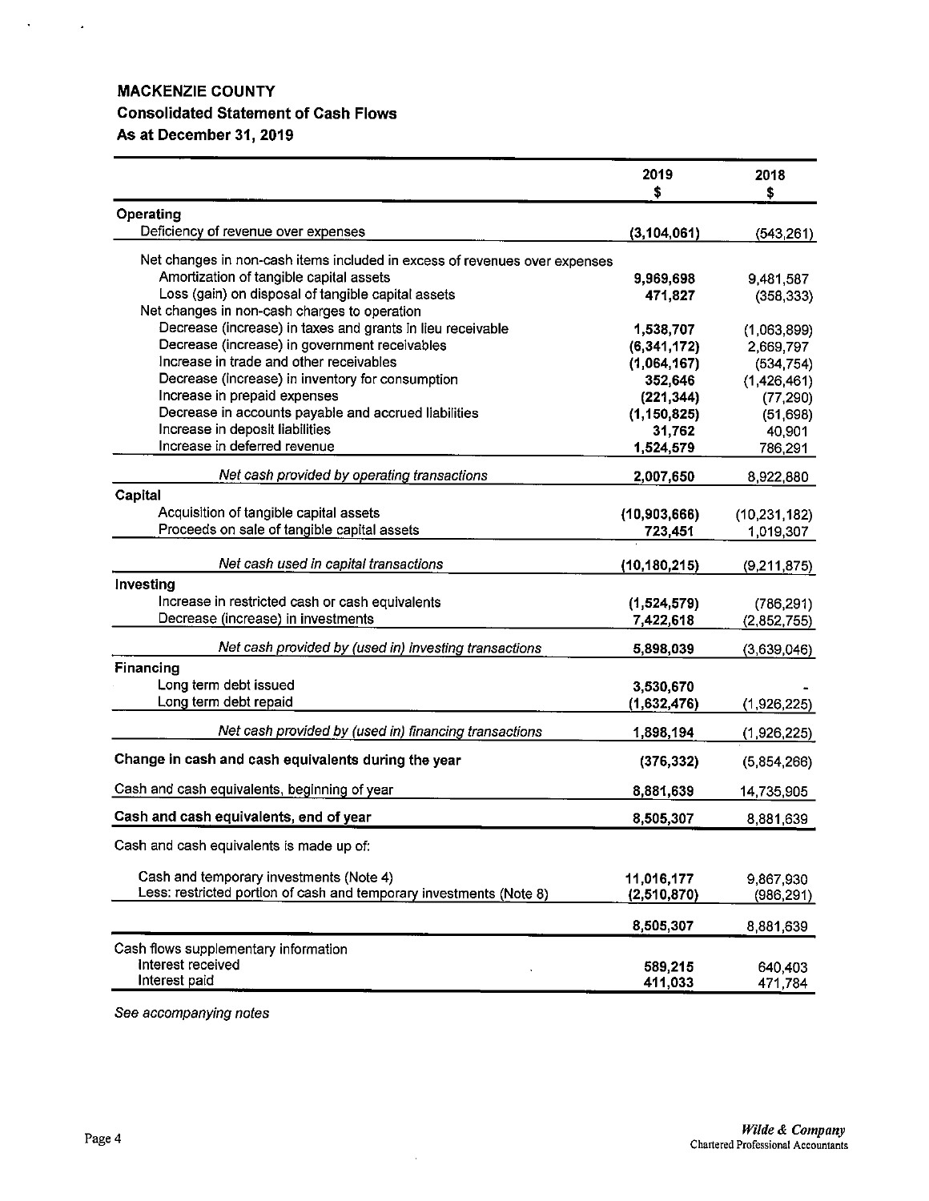# MACKENZIE COUNTY

## Consolidated Statement of Cash Flows

## As at December 31, 2019

| | 2019<br>$ | 2018<br>$ |
|---|---|---|
| **Operating** | | |
| Deficiency of revenue over expenses | **(3,104,061)** | (543,261) |
| Net changes in non-cash items included in excess of revenues over expenses | | |
| Amortization of tangible capital assets | **9,969,698** | 9,481,587 |
| Loss (gain) on disposal of tangible capital assets | **471,827** | (358,333) |
| Net changes in non-cash charges to operation | | |
| Decrease (increase) in taxes and grants in lieu receivable | **1,538,707** | (1,063,899) |
| Decrease (increase) in government receivables | **(6,341,172)** | 2,669,797 |
| Increase in trade and other receivables | **(1,064,167)** | (534,754) |
| Decrease (increase) in inventory for consumption | **352,646** | (1,426,461) |
| Increase in prepaid expenses | **(221,344)** | (77,290) |
| Decrease in accounts payable and accrued liabilities | **(1,150,825)** | (51,698) |
| Increase in deposit liabilities | **31,762** | 40,901 |
| Increase in deferred revenue | **1,524,579** | 786,291 |
| *Net cash provided by operating transactions* | **2,007,650** | 8,922,880 |
| **Capital** | | |
| Acquisition of tangible capital assets | **(10,903,666)** | (10,231,182) |
| Proceeds on sale of tangible capital assets | **723,451** | 1,019,307 |
| *Net cash used in capital transactions* | **(10,180,215)** | (9,211,875) |
| **Investing** | | |
| Increase in restricted cash or cash equivalents | **(1,524,579)** | (786,291) |
| Decrease (increase) in investments | **7,422,618** | (2,852,755) |
| *Net cash provided by (used in) investing transactions* | **5,898,039** | (3,639,046) |
| **Financing** | | |
| Long term debt issued | **3,530,670** | - |
| Long term debt repaid | **(1,632,476)** | (1,926,225) |
| *Net cash provided by (used in) financing transactions* | **1,898,194** | (1,926,225) |
| **Change in cash and cash equivalents during the year** | **(376,332)** | (5,854,266) |
| Cash and cash equivalents, beginning of year | **8,881,639** | 14,735,905 |
| **Cash and cash equivalents, end of year** | **8,505,307** | 8,881,639 |
| Cash and cash equivalents is made up of: | | |
| Cash and temporary investments (Note 4) | **11,016,177** | 9,867,930 |
| Less: restricted portion of cash and temporary investments (Note 8) | **(2,510,870)** | (986,291) |
| | **8,505,307** | 8,881,639 |
| Cash flows supplementary information | | |
| Interest received | **589,215** | 640,403 |
| Interest paid | **411,033** | 471,784 |

*See accompanying notes*

*Wilde & Company*
Chartered Professional Accountants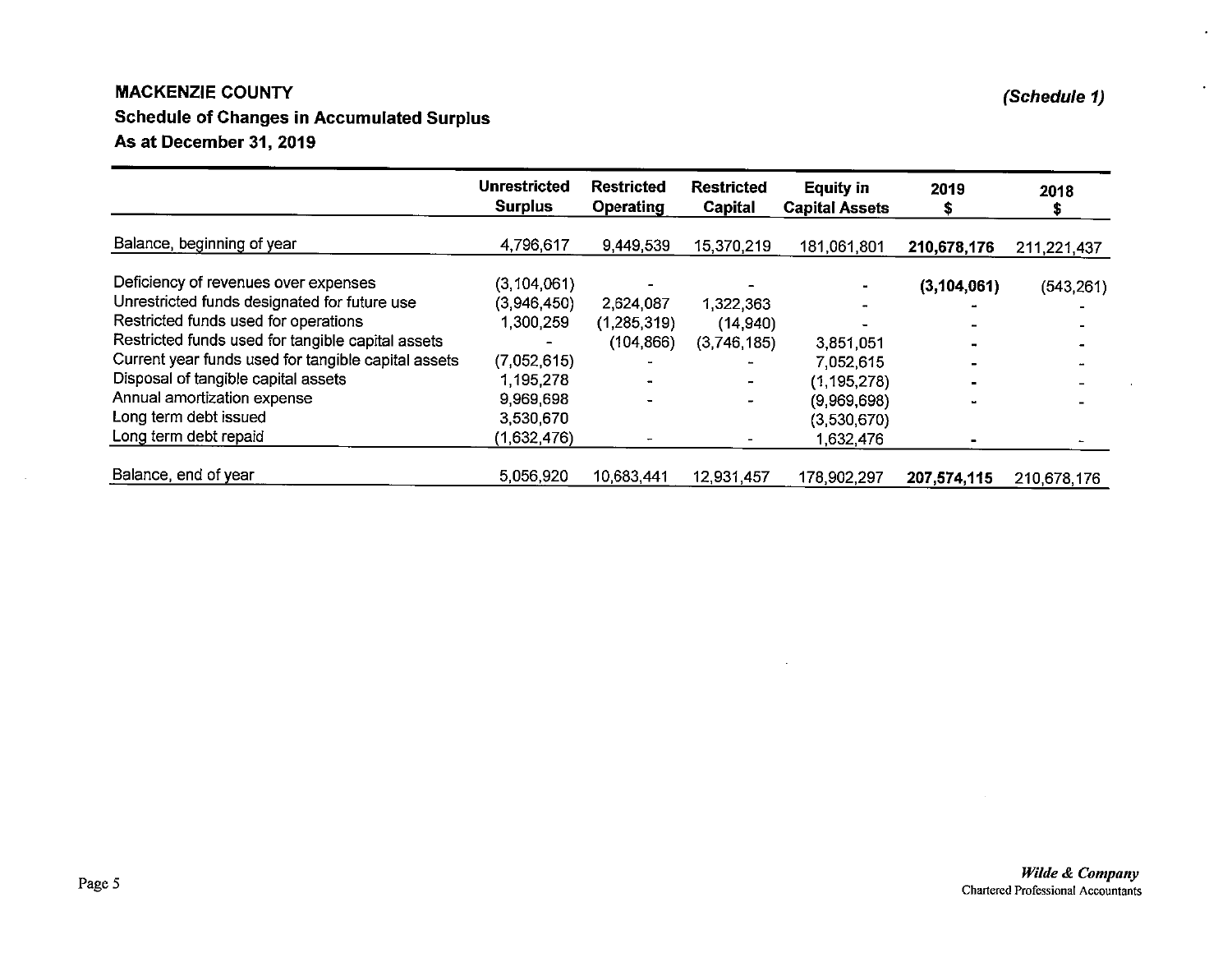**MACKENZIE COUNTY**

***(Schedule 1)***

**Schedule of Changes in Accumulated Surplus**

**As at December 31, 2019**

| | Unrestricted Surplus | Restricted Operating | Restricted Capital | Equity in Capital Assets | 2019 $ | 2018 $ |
|---|---|---|---|---|---|---|
| Balance, beginning of year | 4,796,617 | 9,449,539 | 15,370,219 | 181,061,801 | **210,678,176** | 211,221,437 |
| Deficiency of revenues over expenses | (3,104,061) | - | - | - | **(3,104,061)** | (543,261) |
| Unrestricted funds designated for future use | (3,946,450) | 2,624,087 | 1,322,363 | - | - | - |
| Restricted funds used for operations | 1,300,259 | (1,285,319) | (14,940) | - | - | - |
| Restricted funds used for tangible capital assets | - | (104,866) | (3,746,185) | 3,851,051 | - | - |
| Current year funds used for tangible capital assets | (7,052,615) | - | - | 7,052,615 | - | - |
| Disposal of tangible capital assets | 1,195,278 | - | - | (1,195,278) | - | - |
| Annual amortization expense | 9,969,698 | - | - | (9,969,698) | - | - |
| Long term debt issued | 3,530,670 | | | (3,530,670) | | |
| Long term debt repaid | (1,632,476) | - | - | 1,632,476 | - | - |
| Balance, end of year | 5,056,920 | 10,683,441 | 12,931,457 | 178,902,297 | **207,574,115** | 210,678,176 |

***Wilde & Company***
Chartered Professional Accountants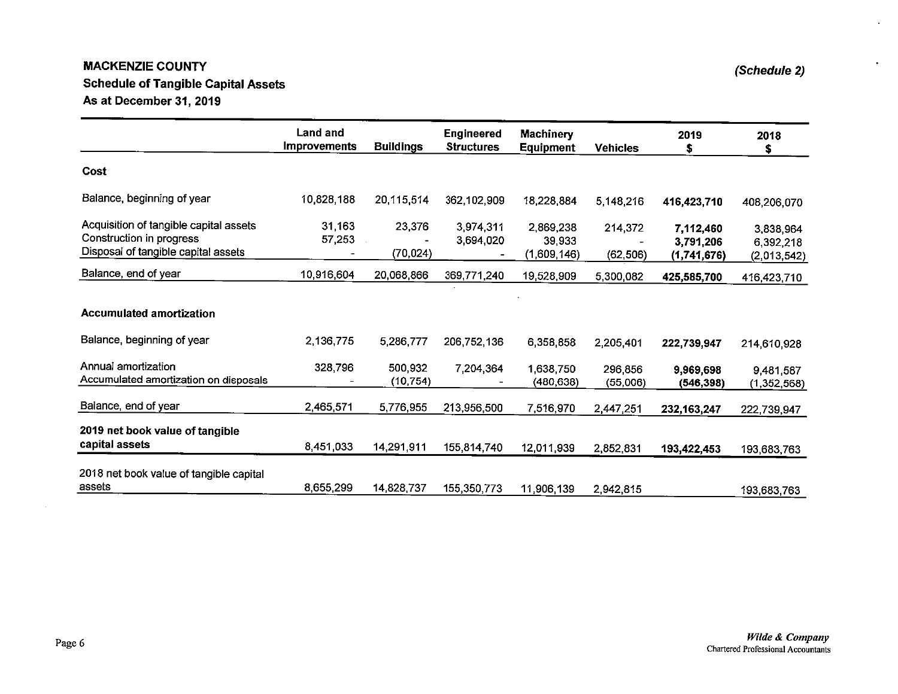# MACKENZIE COUNTY

*(Schedule 2)*

## Schedule of Tangible Capital Assets

### As at December 31, 2019

| | Land and Improvements | Buildings | Engineered Structures | Machinery Equipment | Vehicles | 2019 $ | 2018 $ |
|---|---|---|---|---|---|---|---|
| **Cost** | | | | | | | |
| Balance, beginning of year | 10,828,188 | 20,115,514 | 362,102,909 | 18,228,884 | 5,148,216 | **416,423,710** | 408,206,070 |
| Acquisition of tangible capital assets | 31,163 | 23,376 | 3,974,311 | 2,869,238 | 214,372 | **7,112,460** | 3,838,964 |
| Construction in progress | 57,253 | - | 3,694,020 | 39,933 | - | **3,791,206** | 6,392,218 |
| Disposal of tangible capital assets | - | (70,024) | - | (1,609,146) | (62,506) | **(1,741,676)** | (2,013,542) |
| Balance, end of year | 10,916,604 | 20,068,866 | 369,771,240 | 19,528,909 | 5,300,082 | **425,585,700** | 416,423,710 |
| **Accumulated amortization** | | | | | | | |
| Balance, beginning of year | 2,136,775 | 5,286,777 | 206,752,136 | 6,358,858 | 2,205,401 | **222,739,947** | 214,610,928 |
| Annual amortization | 328,796 | 500,932 | 7,204,364 | 1,638,750 | 296,856 | **9,969,698** | 9,481,587 |
| Accumulated amortization on disposals | - | (10,754) | - | (480,638) | (55,006) | **(546,398)** | (1,352,568) |
| Balance, end of year | 2,465,571 | 5,776,955 | 213,956,500 | 7,516,970 | 2,447,251 | **232,163,247** | 222,739,947 |
| **2019 net book value of tangible capital assets** | 8,451,033 | 14,291,911 | 155,814,740 | 12,011,939 | 2,852,831 | **193,422,453** | 193,683,763 |
| 2018 net book value of tangible capital assets | 8,655,299 | 14,828,737 | 155,350,773 | 11,906,139 | 2,942,815 | | 193,683,763 |

*Wilde & Company*
Chartered Professional Accountants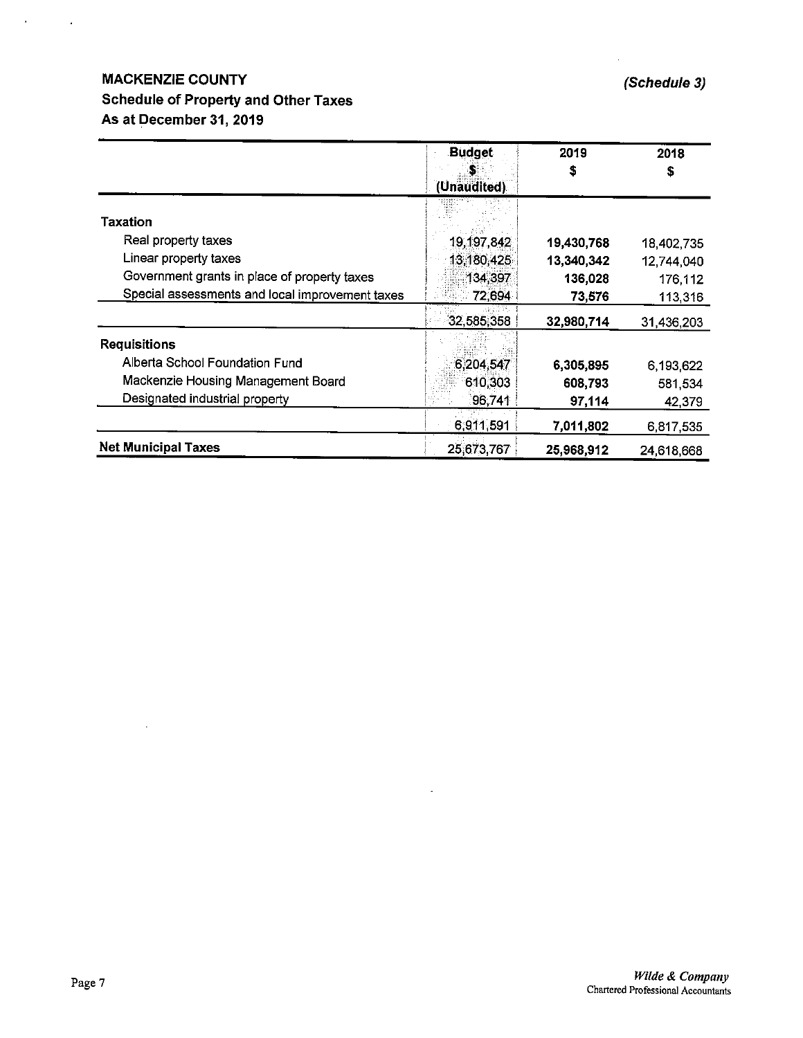**MACKENZIE COUNTY** *(Schedule 3)*

**Schedule of Property and Other Taxes**

**As at December 31, 2019**

| | Budget $ (Unaudited) | 2019 $ | 2018 $ |
|---|---|---|---|
| **Taxation** | | | |
| Real property taxes | 19,197,842 | **19,430,768** | 18,402,735 |
| Linear property taxes | 13,180,425 | **13,340,342** | 12,744,040 |
| Government grants in place of property taxes | 134,397 | **136,028** | 176,112 |
| Special assessments and local improvement taxes | 72,694 | **73,576** | 113,316 |
| | 32,585,358 | **32,980,714** | 31,436,203 |
| **Requisitions** | | | |
| Alberta School Foundation Fund | 6,204,547 | **6,305,895** | 6,193,622 |
| Mackenzie Housing Management Board | 610,303 | **608,793** | 581,534 |
| Designated industrial property | 96,741 | **97,114** | 42,379 |
| | 6,911,591 | **7,011,802** | 6,817,535 |
| **Net Municipal Taxes** | 25,673,767 | **25,968,912** | 24,618,668 |

*Wilde & Company*
Chartered Professional Accountants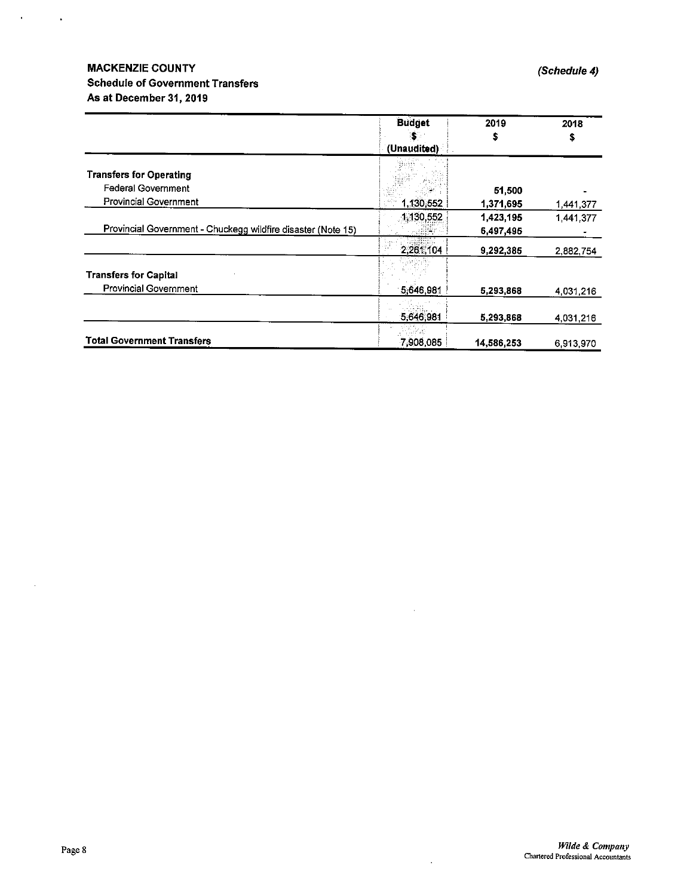**MACKENZIE COUNTY**

**Schedule of Government Transfers**

**As at December 31, 2019**

*(Schedule 4)*

| | Budget $ (Unaudited) | 2019 $ | 2018 $ |
|---|---|---|---|
| **Transfers for Operating** | | | |
| Federal Government | - | 51,500 | - |
| Provincial Government | 1,130,552 | 1,371,695 | 1,441,377 |
| | 1,130,552 | 1,423,195 | 1,441,377 |
| Provincial Government - Chuckegg wildfire disaster (Note 15) | - | 5,497,495 | - |
| | 2,261,104 | 9,292,385 | 2,882,754 |
| **Transfers for Capital** | | | |
| Provincial Government | 5,646,981 | 5,293,868 | 4,031,216 |
| | 5,646,981 | 5,293,868 | 4,031,216 |
| **Total Government Transfers** | 7,908,085 | 14,586,253 | 6,913,970 |

*Wilde & Company*
Chartered Professional Accountants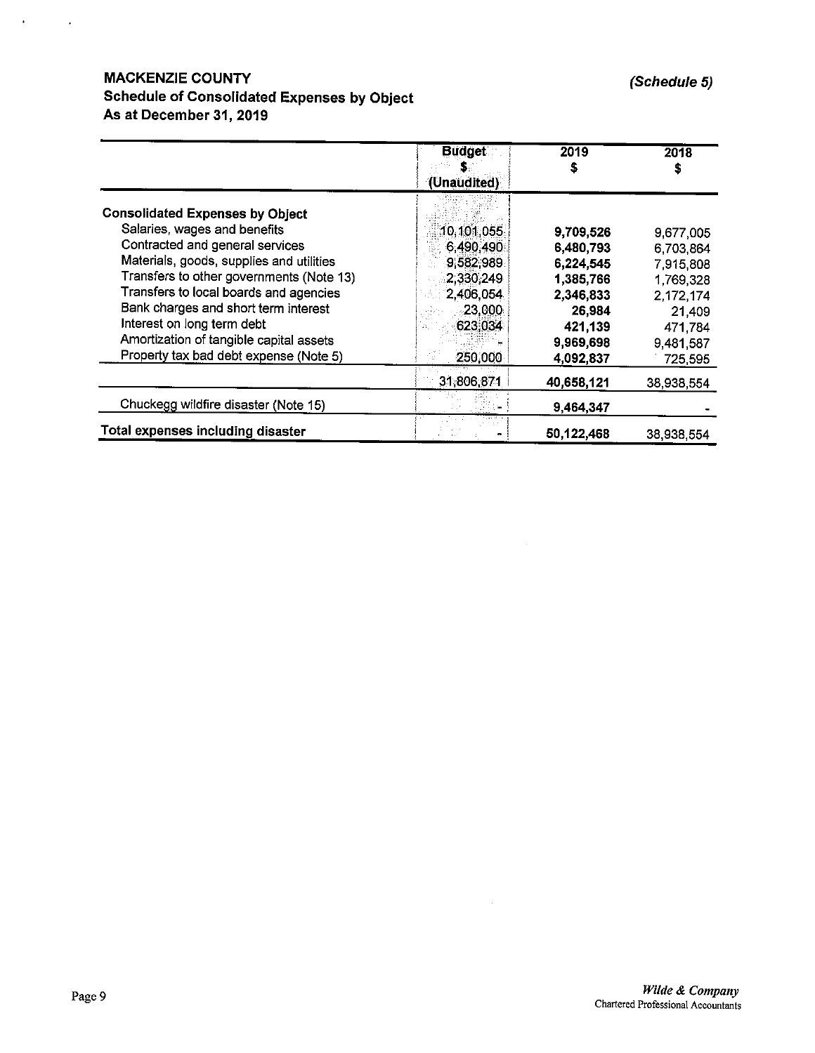# MACKENZIE COUNTY

*(Schedule 5)*

## Schedule of Consolidated Expenses by Object

### As at December 31, 2019

| | Budget $ (Unaudited) | 2019 $ | 2018 $ |
|---|---|---|---|
| **Consolidated Expenses by Object** | | | |
| Salaries, wages and benefits | 10,101,055 | **9,709,526** | 9,677,005 |
| Contracted and general services | 6,490,490 | **6,480,793** | 6,703,864 |
| Materials, goods, supplies and utilities | 9,582,989 | **6,224,545** | 7,915,808 |
| Transfers to other governments (Note 13) | 2,330,249 | **1,385,766** | 1,769,328 |
| Transfers to local boards and agencies | 2,406,054 | **2,346,833** | 2,172,174 |
| Bank charges and short term interest | 23,000 | **26,984** | 21,409 |
| Interest on long term debt | 623,034 | **421,139** | 471,784 |
| Amortization of tangible capital assets | - | **9,969,698** | 9,481,587 |
| Property tax bad debt expense (Note 5) | 250,000 | **4,092,837** | 725,595 |
| | 31,806,871 | **40,658,121** | 38,938,554 |
| Chuckegg wildfire disaster (Note 15) | - | **9,464,347** | - |
| **Total expenses including disaster** | - | **50,122,468** | 38,938,554 |

*Wilde & Company*
Chartered Professional Accountants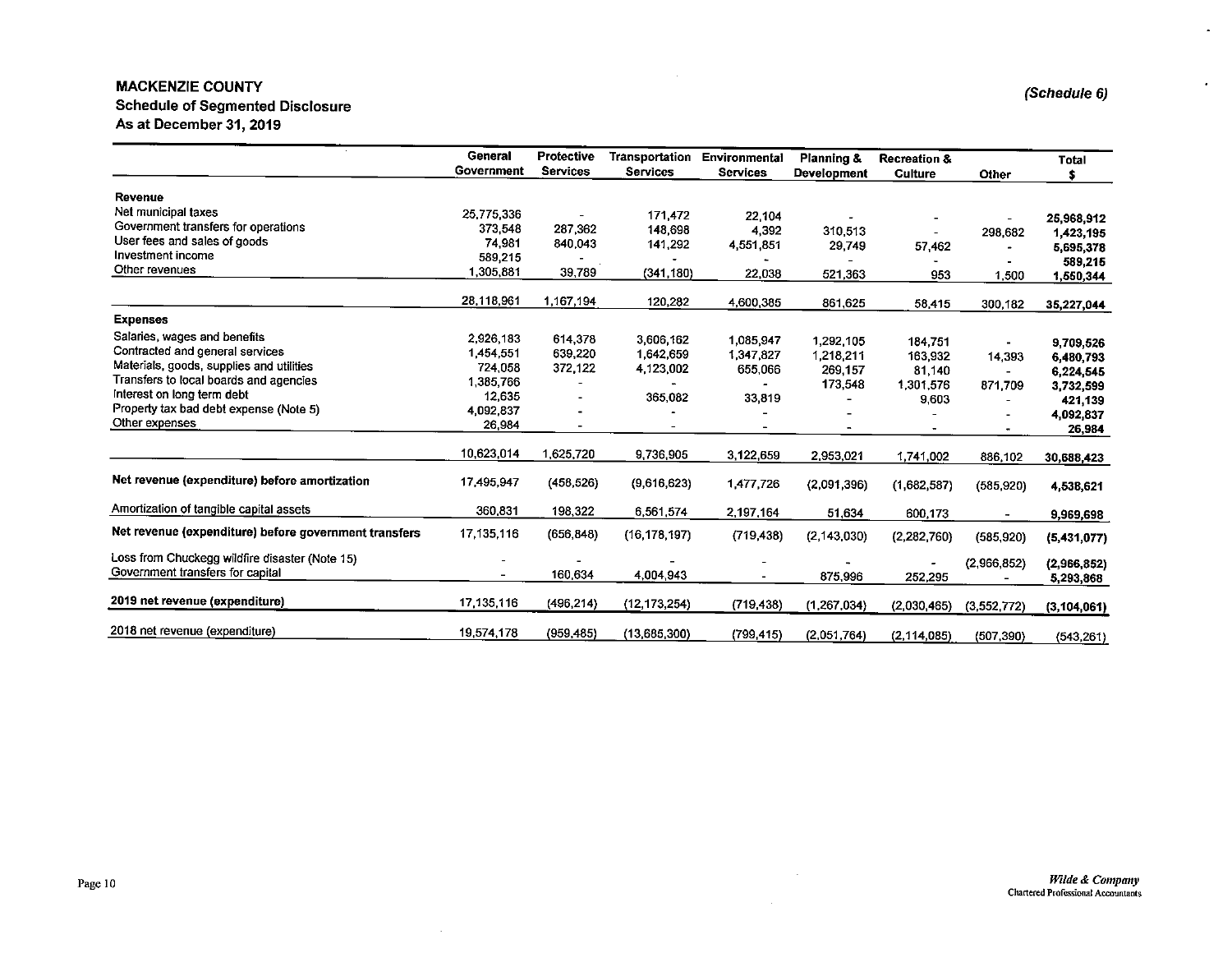**MACKENZIE COUNTY**
**Schedule of Segmented Disclosure**
**As at December 31, 2019**

*(Schedule 6)*

| | General Government | Protective Services | Transportation Services | Environmental Services | Planning & Development | Recreation & Culture | Other | Total $ |
|---|---|---|---|---|---|---|---|---|
| **Revenue** | | | | | | | | |
| Net municipal taxes | 25,775,336 | - | 171,472 | 22,104 | - | - | - | 25,968,912 |
| Government transfers for operations | 373,548 | 287,362 | 148,698 | 4,392 | 310,513 | - | 298,682 | 1,423,195 |
| User fees and sales of goods | 74,981 | 840,043 | 141,292 | 4,551,851 | 29,749 | 57,462 | - | 5,695,378 |
| Investment income | 589,215 | - | - | - | - | - | - | 589,215 |
| Other revenues | 1,305,881 | 39,789 | (341,180) | 22,038 | 521,363 | 953 | 1,500 | 1,550,344 |
| | 28,118,961 | 1,167,194 | 120,282 | 4,600,385 | 861,625 | 58,415 | 300,182 | 35,227,044 |
| **Expenses** | | | | | | | | |
| Salaries, wages and benefits | 2,926,183 | 614,378 | 3,606,162 | 1,085,947 | 1,292,105 | 184,751 | - | 9,709,526 |
| Contracted and general services | 1,454,551 | 639,220 | 1,642,659 | 1,347,827 | 1,218,211 | 163,932 | 14,393 | 6,480,793 |
| Materials, goods, supplies and utilities | 724,058 | 372,122 | 4,123,002 | 655,066 | 269,157 | 81,140 | - | 6,224,545 |
| Transfers to local boards and agencies | 1,385,766 | - | - | - | 173,548 | 1,301,576 | 871,709 | 3,732,599 |
| Interest on long term debt | 12,635 | - | 365,082 | 33,819 | - | 9,603 | - | 421,139 |
| Property tax bad debt expense (Note 5) | 4,092,837 | - | - | - | - | - | - | 4,092,837 |
| Other expenses | 26,984 | - | - | - | - | - | - | 26,984 |
| | 10,623,014 | 1,625,720 | 9,736,905 | 3,122,659 | 2,953,021 | 1,741,002 | 886,102 | 30,688,423 |
| **Net revenue (expenditure) before amortization** | 17,495,947 | (458,526) | (9,616,623) | 1,477,726 | (2,091,396) | (1,682,587) | (585,920) | 4,538,621 |
| Amortization of tangible capital assets | 360,831 | 198,322 | 6,561,574 | 2,197,164 | 51,634 | 600,173 | - | 9,969,698 |
| **Net revenue (expenditure) before government transfers** | 17,135,116 | (656,848) | (16,178,197) | (719,438) | (2,143,030) | (2,282,760) | (585,920) | (5,431,077) |
| Loss from Chuckegg wildfire disaster (Note 15) | - | - | - | - | - | - | (2,966,852) | (2,966,852) |
| Government transfers for capital | - | 160,634 | 4,004,943 | - | 875,996 | 252,295 | - | 5,293,868 |
| **2019 net revenue (expenditure)** | 17,135,116 | (496,214) | (12,173,254) | (719,438) | (1,267,034) | (2,030,465) | (3,552,772) | (3,104,061) |
| 2018 net revenue (expenditure) | 19,574,178 | (959,485) | (13,685,300) | (799,415) | (2,051,764) | (2,114,085) | (507,390) | (543,261) |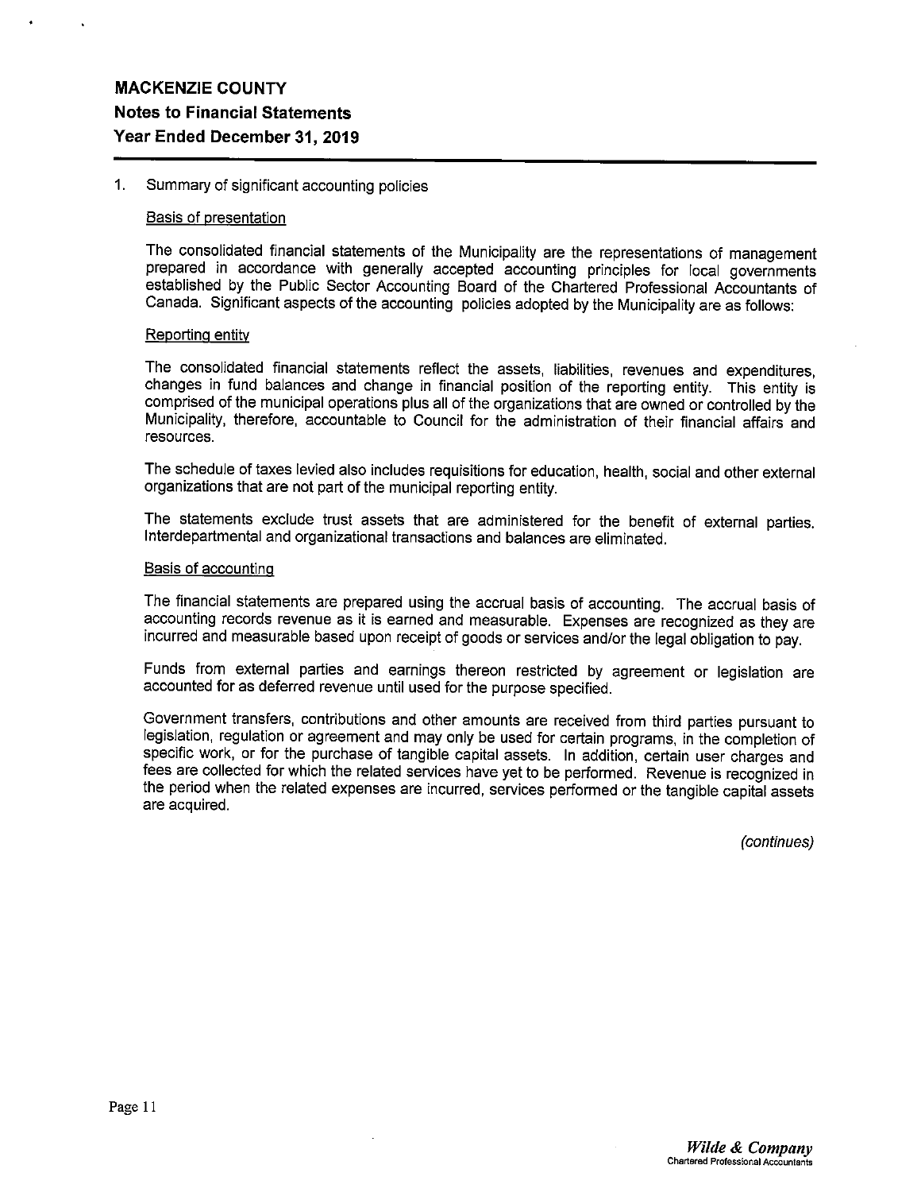# MACKENZIE COUNTY
## Notes to Financial Statements
### Year Ended December 31, 2019

1. Summary of significant accounting policies

<u>Basis of presentation</u>

The consolidated financial statements of the Municipality are the representations of management prepared in accordance with generally accepted accounting principles for local governments established by the Public Sector Accounting Board of the Chartered Professional Accountants of Canada. Significant aspects of the accounting policies adopted by the Municipality are as follows:

<u>Reporting entity</u>

The consolidated financial statements reflect the assets, liabilities, revenues and expenditures, changes in fund balances and change in financial position of the reporting entity. This entity is comprised of the municipal operations plus all of the organizations that are owned or controlled by the Municipality, therefore, accountable to Council for the administration of their financial affairs and resources.

The schedule of taxes levied also includes requisitions for education, health, social and other external organizations that are not part of the municipal reporting entity.

The statements exclude trust assets that are administered for the benefit of external parties. Interdepartmental and organizational transactions and balances are eliminated.

<u>Basis of accounting</u>

The financial statements are prepared using the accrual basis of accounting. The accrual basis of accounting records revenue as it is earned and measurable. Expenses are recognized as they are incurred and measurable based upon receipt of goods or services and/or the legal obligation to pay.

Funds from external parties and earnings thereon restricted by agreement or legislation are accounted for as deferred revenue until used for the purpose specified.

Government transfers, contributions and other amounts are received from third parties pursuant to legislation, regulation or agreement and may only be used for certain programs, in the completion of specific work, or for the purchase of tangible capital assets. In addition, certain user charges and fees are collected for which the related services have yet to be performed. Revenue is recognized in the period when the related expenses are incurred, services performed or the tangible capital assets are acquired.

*(continues)*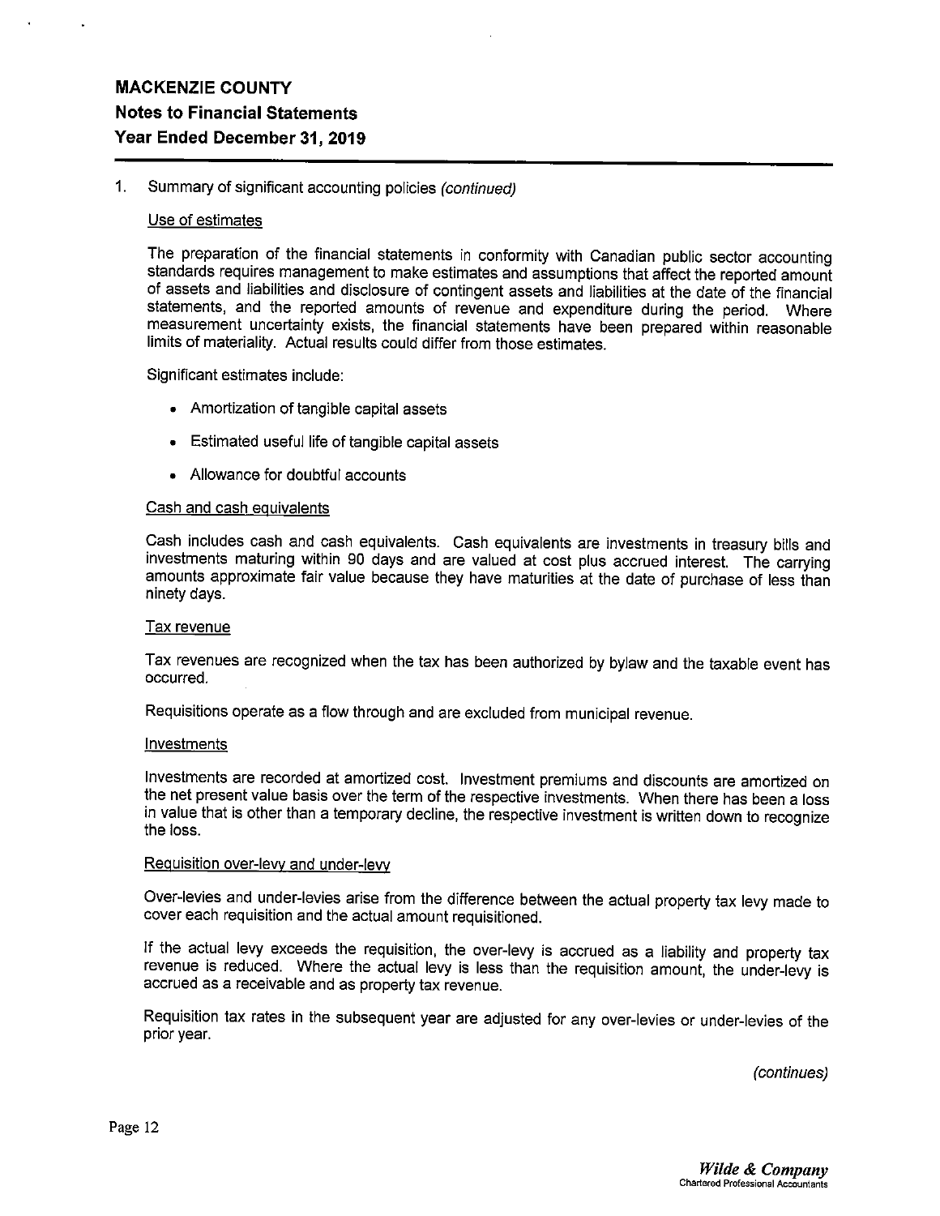# MACKENZIE COUNTY

## Notes to Financial Statements

## Year Ended December 31, 2019

1. Summary of significant accounting policies *(continued)*

### Use of estimates

The preparation of the financial statements in conformity with Canadian public sector accounting standards requires management to make estimates and assumptions that affect the reported amount of assets and liabilities and disclosure of contingent assets and liabilities at the date of the financial statements, and the reported amounts of revenue and expenditure during the period. Where measurement uncertainty exists, the financial statements have been prepared within reasonable limits of materiality. Actual results could differ from those estimates.

Significant estimates include:

- Amortization of tangible capital assets
- Estimated useful life of tangible capital assets
- Allowance for doubtful accounts

### Cash and cash equivalents

Cash includes cash and cash equivalents. Cash equivalents are investments in treasury bills and investments maturing within 90 days and are valued at cost plus accrued interest. The carrying amounts approximate fair value because they have maturities at the date of purchase of less than ninety days.

### Tax revenue

Tax revenues are recognized when the tax has been authorized by bylaw and the taxable event has occurred.

Requisitions operate as a flow through and are excluded from municipal revenue.

### Investments

Investments are recorded at amortized cost. Investment premiums and discounts are amortized on the net present value basis over the term of the respective investments. When there has been a loss in value that is other than a temporary decline, the respective investment is written down to recognize the loss.

### Requisition over-levy and under-levy

Over-levies and under-levies arise from the difference between the actual property tax levy made to cover each requisition and the actual amount requisitioned.

If the actual levy exceeds the requisition, the over-levy is accrued as a liability and property tax revenue is reduced. Where the actual levy is less than the requisition amount, the under-levy is accrued as a receivable and as property tax revenue.

Requisition tax rates in the subsequent year are adjusted for any over-levies or under-levies of the prior year.

*(continues)*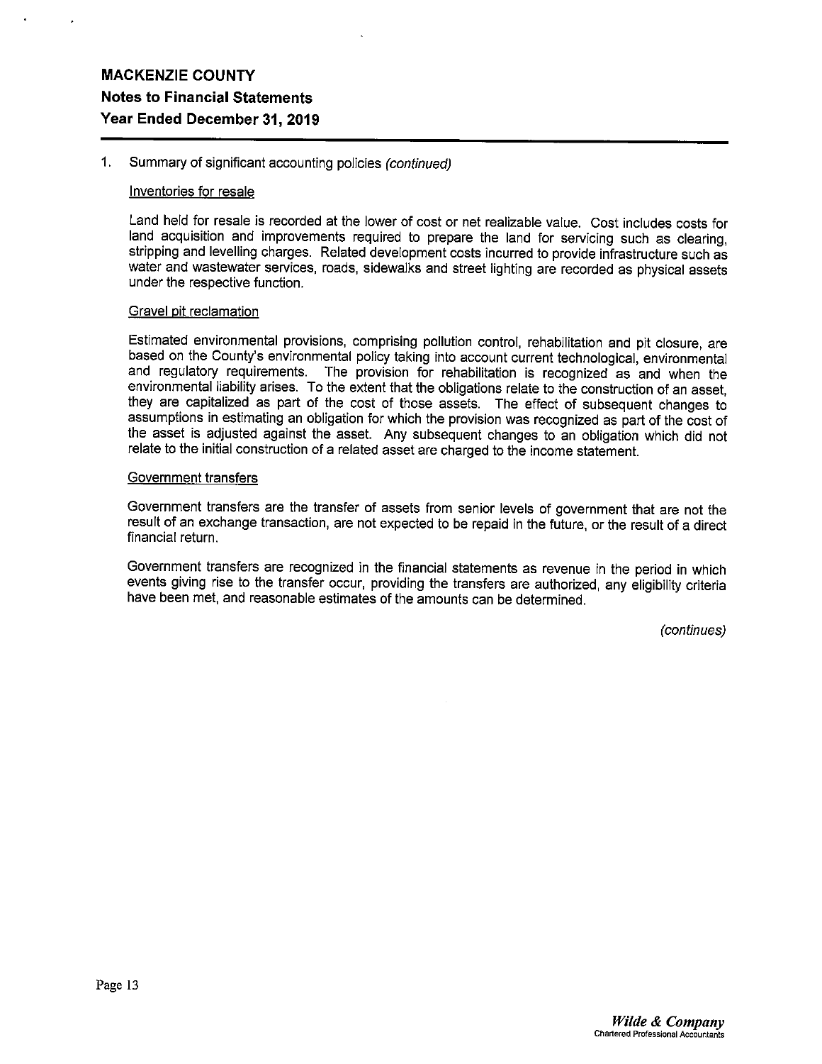1. Summary of significant accounting policies *(continued)*

Inventories for resale

Land held for resale is recorded at the lower of cost or net realizable value. Cost includes costs for land acquisition and improvements required to prepare the land for servicing such as clearing, stripping and levelling charges. Related development costs incurred to provide infrastructure such as water and wastewater services, roads, sidewalks and street lighting are recorded as physical assets under the respective function.

Gravel pit reclamation

Estimated environmental provisions, comprising pollution control, rehabilitation and pit closure, are based on the County's environmental policy taking into account current technological, environmental and regulatory requirements. The provision for rehabilitation is recognized as and when the environmental liability arises. To the extent that the obligations relate to the construction of an asset, they are capitalized as part of the cost of those assets. The effect of subsequent changes to assumptions in estimating an obligation for which the provision was recognized as part of the cost of the asset is adjusted against the asset. Any subsequent changes to an obligation which did not relate to the initial construction of a related asset are charged to the income statement.

Government transfers

Government transfers are the transfer of assets from senior levels of government that are not the result of an exchange transaction, are not expected to be repaid in the future, or the result of a direct financial return.

Government transfers are recognized in the financial statements as revenue in the period in which events giving rise to the transfer occur, providing the transfers are authorized, any eligibility criteria have been met, and reasonable estimates of the amounts can be determined.

*(continues)*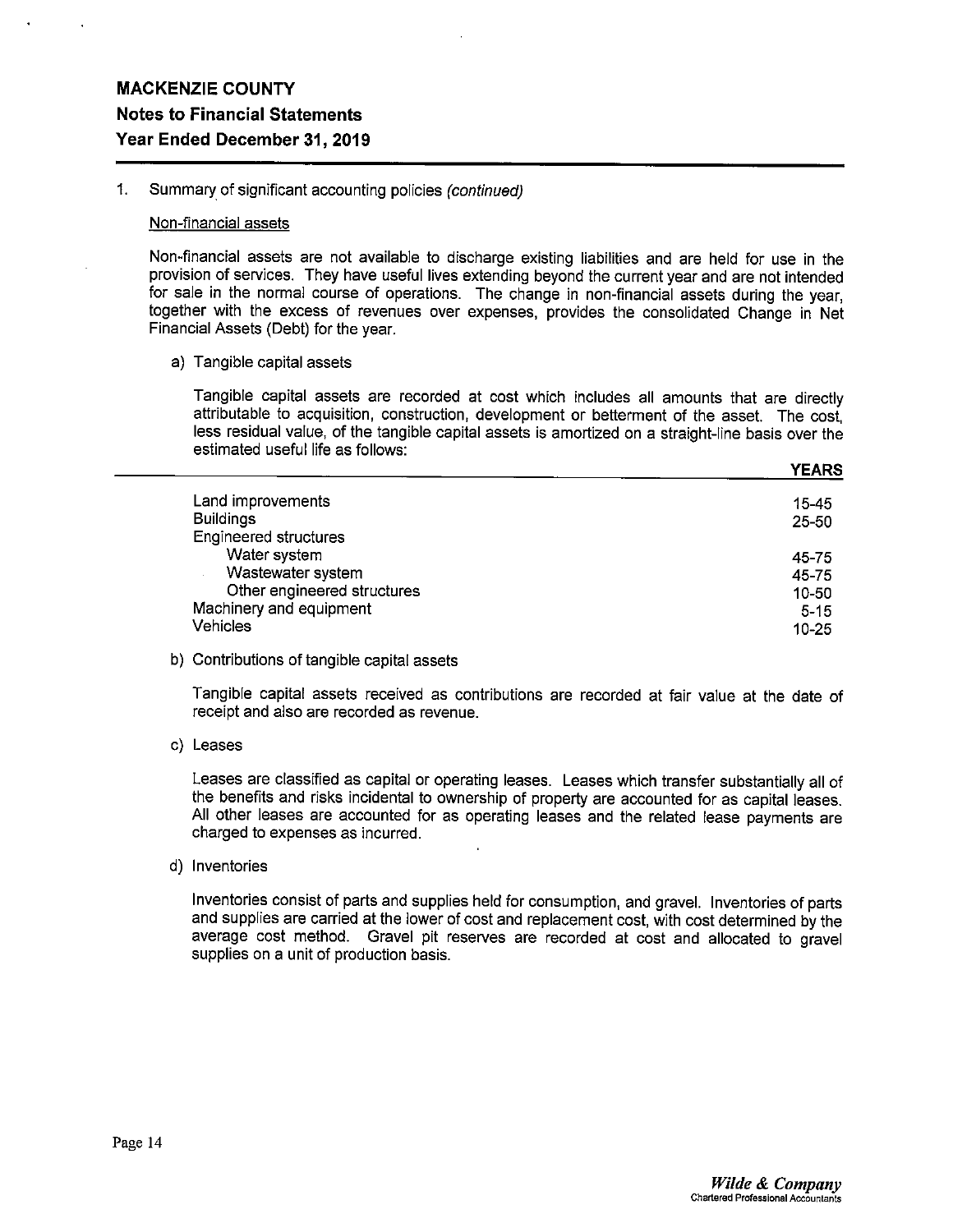# MACKENZIE COUNTY
## Notes to Financial Statements
### Year Ended December 31, 2019

1. Summary of significant accounting policies *(continued)*

Non-financial assets

Non-financial assets are not available to discharge existing liabilities and are held for use in the provision of services. They have useful lives extending beyond the current year and are not intended for sale in the normal course of operations. The change in non-financial assets during the year, together with the excess of revenues over expenses, provides the consolidated Change in Net Financial Assets (Debt) for the year.

a) Tangible capital assets

Tangible capital assets are recorded at cost which includes all amounts that are directly attributable to acquisition, construction, development or betterment of the asset. The cost, less residual value, of the tangible capital assets is amortized on a straight-line basis over the estimated useful life as follows:

| | YEARS |
|---|---|
| Land improvements | 15-45 |
| Buildings | 25-50 |
| Engineered structures | |
| Water system | 45-75 |
| Wastewater system | 45-75 |
| Other engineered structures | 10-50 |
| Machinery and equipment | 5-15 |
| Vehicles | 10-25 |

b) Contributions of tangible capital assets

Tangible capital assets received as contributions are recorded at fair value at the date of receipt and also are recorded as revenue.

c) Leases

Leases are classified as capital or operating leases. Leases which transfer substantially all of the benefits and risks incidental to ownership of property are accounted for as capital leases. All other leases are accounted for as operating leases and the related lease payments are charged to expenses as incurred.

d) Inventories

Inventories consist of parts and supplies held for consumption, and gravel. Inventories of parts and supplies are carried at the lower of cost and replacement cost, with cost determined by the average cost method. Gravel pit reserves are recorded at cost and allocated to gravel supplies on a unit of production basis.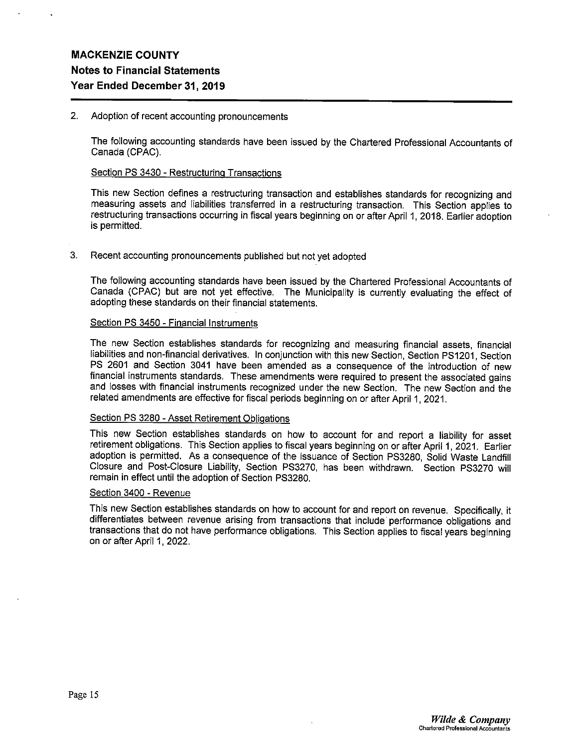# MACKENZIE COUNTY

## Notes to Financial Statements

## Year Ended December 31, 2019

2. Adoption of recent accounting pronouncements

   The following accounting standards have been issued by the Chartered Professional Accountants of Canada (CPAC).

   Section PS 3430 - Restructuring Transactions

   This new Section defines a restructuring transaction and establishes standards for recognizing and measuring assets and liabilities transferred in a restructuring transaction. This Section applies to restructuring transactions occurring in fiscal years beginning on or after April 1, 2018. Earlier adoption is permitted.

3. Recent accounting pronouncements published but not yet adopted

   The following accounting standards have been issued by the Chartered Professional Accountants of Canada (CPAC) but are not yet effective. The Municipality is currently evaluating the effect of adopting these standards on their financial statements.

   Section PS 3450 - Financial Instruments

   The new Section establishes standards for recognizing and measuring financial assets, financial liabilities and non-financial derivatives. In conjunction with this new Section, Section PS1201, Section PS 2601 and Section 3041 have been amended as a consequence of the introduction of new financial instruments standards. These amendments were required to present the associated gains and losses with financial instruments recognized under the new Section. The new Section and the related amendments are effective for fiscal periods beginning on or after April 1, 2021.

   Section PS 3280 - Asset Retirement Obligations

   This new Section establishes standards on how to account for and report a liability for asset retirement obligations. This Section applies to fiscal years beginning on or after April 1, 2021. Earlier adoption is permitted. As a consequence of the issuance of Section PS3280, Solid Waste Landfill Closure and Post-Closure Liability, Section PS3270, has been withdrawn. Section PS3270 will remain in effect until the adoption of Section PS3280.

   Section 3400 - Revenue

   This new Section establishes standards on how to account for and report on revenue. Specifically, it differentiates between revenue arising from transactions that include performance obligations and transactions that do not have performance obligations. This Section applies to fiscal years beginning on or after April 1, 2022.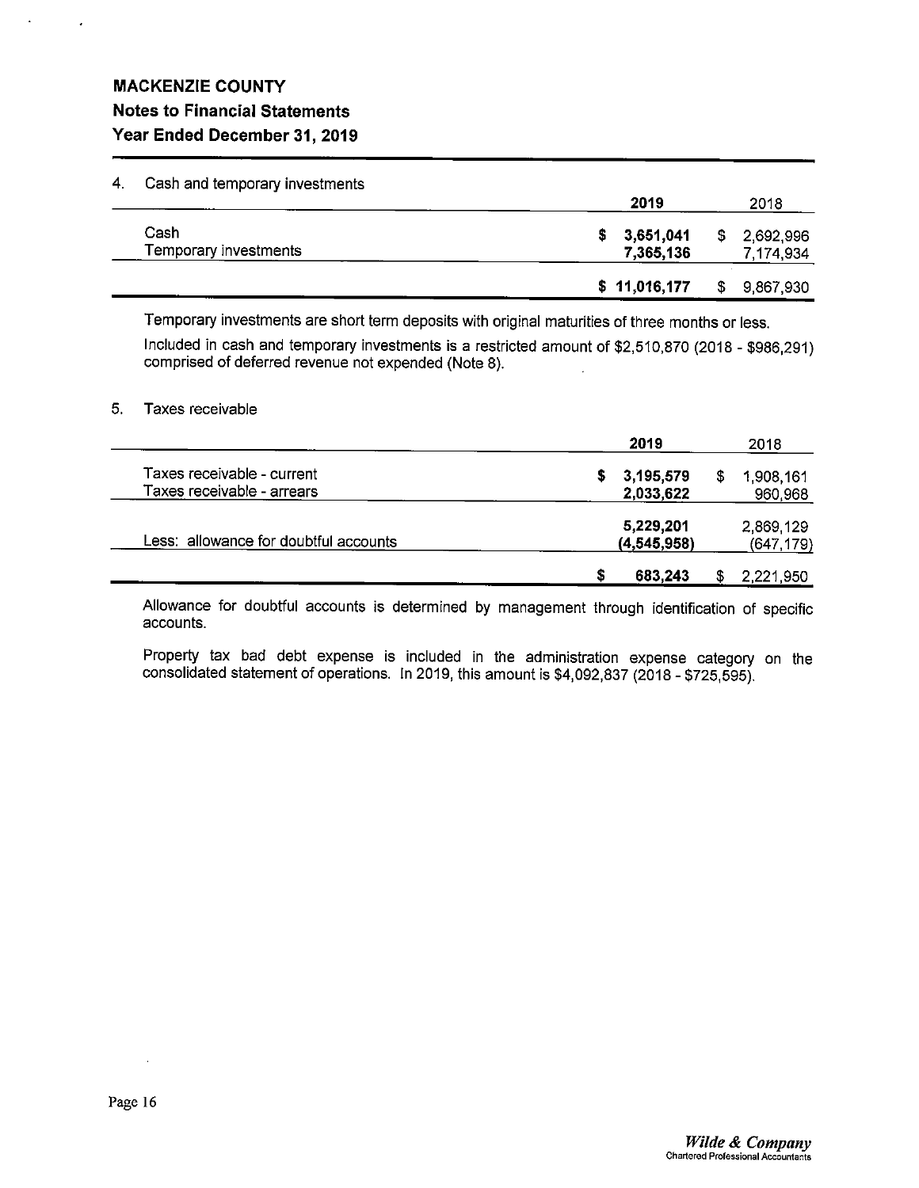**MACKENZIE COUNTY**
**Notes to Financial Statements**
**Year Ended December 31, 2019**

4. Cash and temporary investments

| | 2019 | 2018 |
|---|---|---|
| Cash | $ 3,651,041 | $ 2,692,996 |
| Temporary investments | 7,365,136 | 7,174,934 |
| | $ 11,016,177 | $ 9,867,930 |

Temporary investments are short term deposits with original maturities of three months or less.

Included in cash and temporary investments is a restricted amount of $2,510,870 (2018 - $986,291) comprised of deferred revenue not expended (Note 8).

5. Taxes receivable

| | 2019 | 2018 |
|---|---|---|
| Taxes receivable - current | $ 3,195,579 | $ 1,908,161 |
| Taxes receivable - arrears | 2,033,622 | 960,968 |
| | 5,229,201 | 2,869,129 |
| Less: allowance for doubtful accounts | (4,545,958) | (647,179) |
| | $ 683,243 | $ 2,221,950 |

Allowance for doubtful accounts is determined by management through identification of specific accounts.

Property tax bad debt expense is included in the administration expense category on the consolidated statement of operations. In 2019, this amount is $4,092,837 (2018 - $725,595).

*Wilde & Company*
Chartered Professional Accountants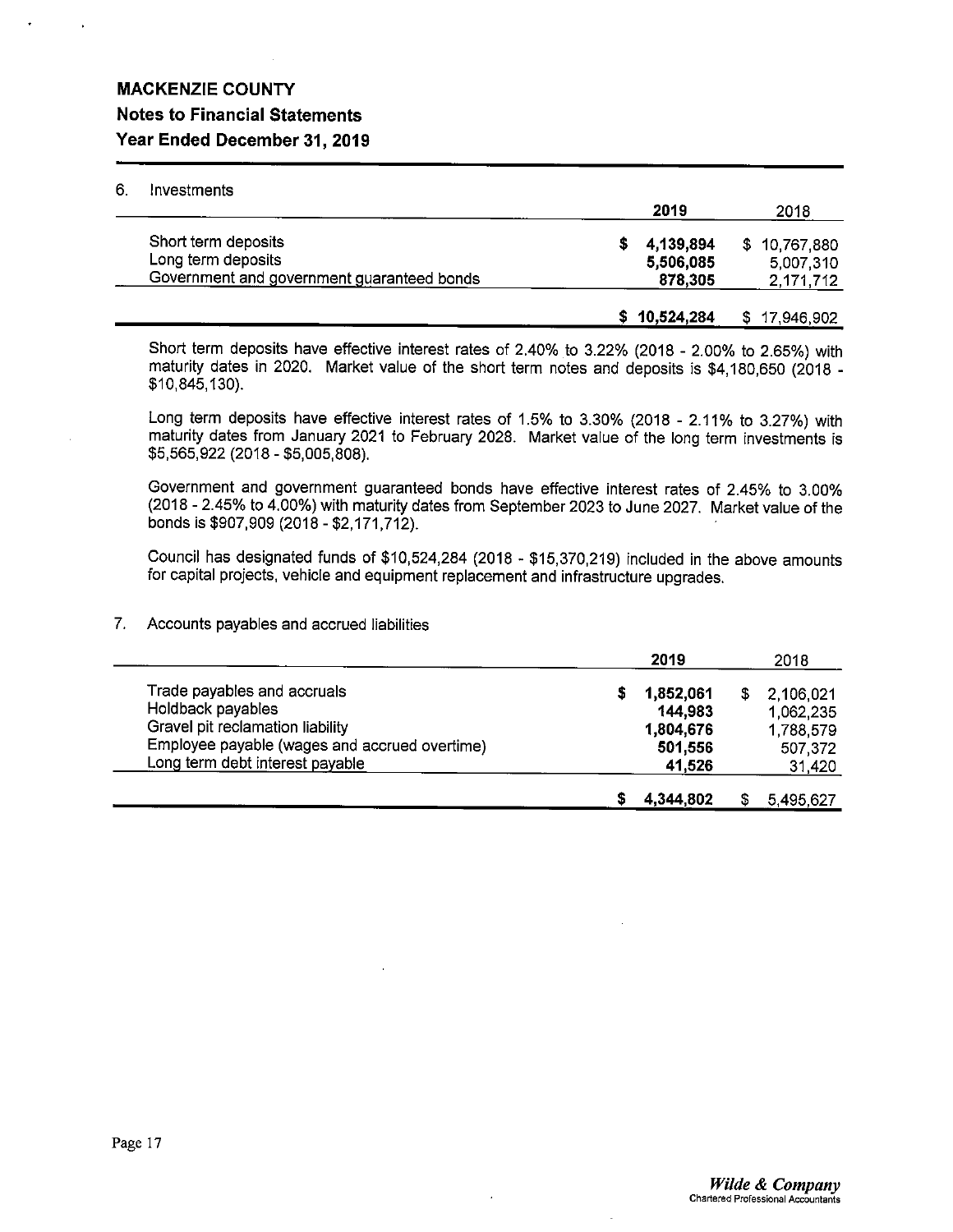# MACKENZIE COUNTY

## Notes to Financial Statements

### Year Ended December 31, 2019

6. Investments

| | 2019 | 2018 |
|---|---|---|
| Short term deposits | **$ 4,139,894** | $ 10,767,880 |
| Long term deposits | **5,506,085** | 5,007,310 |
| Government and government guaranteed bonds | **878,305** | 2,171,712 |
| | **$ 10,524,284** | $ 17,946,902 |

Short term deposits have effective interest rates of 2.40% to 3.22% (2018 - 2.00% to 2.65%) with maturity dates in 2020. Market value of the short term notes and deposits is $4,180,650 (2018 - $10,845,130).

Long term deposits have effective interest rates of 1.5% to 3.30% (2018 - 2.11% to 3.27%) with maturity dates from January 2021 to February 2028. Market value of the long term investments is $5,565,922 (2018 - $5,005,808).

Government and government guaranteed bonds have effective interest rates of 2.45% to 3.00% (2018 - 2.45% to 4.00%) with maturity dates from September 2023 to June 2027. Market value of the bonds is $907,909 (2018 - $2,171,712).

Council has designated funds of $10,524,284 (2018 - $15,370,219) included in the above amounts for capital projects, vehicle and equipment replacement and infrastructure upgrades.

7. Accounts payables and accrued liabilities

| | 2019 | 2018 |
|---|---|---|
| Trade payables and accruals | **$ 1,852,061** | $ 2,106,021 |
| Holdback payables | **144,983** | 1,062,235 |
| Gravel pit reclamation liability | **1,804,676** | 1,788,579 |
| Employee payable (wages and accrued overtime) | **501,556** | 507,372 |
| Long term debt interest payable | **41,526** | 31,420 |
| | **$ 4,344,802** | $ 5,495,627 |

*Wilde & Company*
Chartered Professional Accountants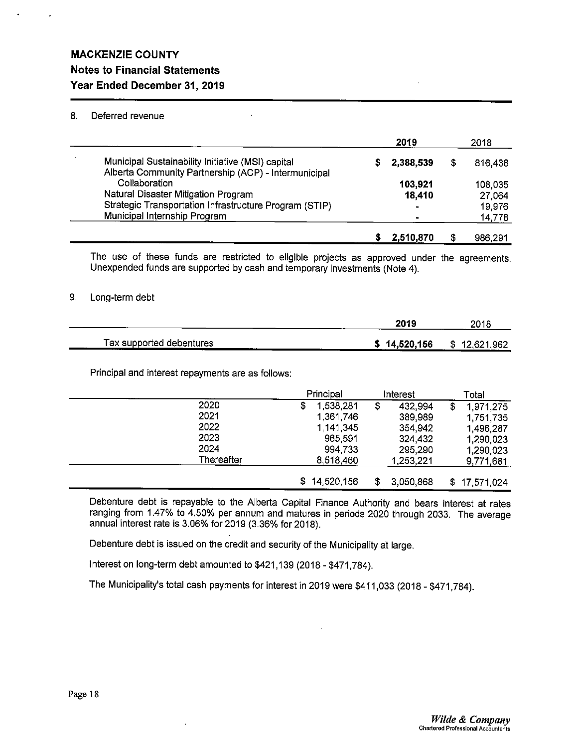# MACKENZIE COUNTY

## Notes to Financial Statements

## Year Ended December 31, 2019

8. Deferred revenue

| | 2019 | 2018 |
|---|---|---|
| Municipal Sustainability Initiative (MSI) capital | **$ 2,388,539** | $ 816,438 |
| Alberta Community Partnership (ACP) - Intermunicipal Collaboration | **103,921** | 108,035 |
| Natural Disaster Mitigation Program | **18,410** | 27,064 |
| Strategic Transportation Infrastructure Program (STIP) | **-** | 19,976 |
| Municipal Internship Program | **-** | 14,778 |
| | **$ 2,510,870** | $ 986,291 |

The use of these funds are restricted to eligible projects as approved under the agreements. Unexpended funds are supported by cash and temporary investments (Note 4).

9. Long-term debt

| | 2019 | 2018 |
|---|---|---|
| Tax supported debentures | **$ 14,520,156** | $ 12,621,962 |

Principal and interest repayments are as follows:

| | Principal | Interest | Total |
|---|---|---|---|
| 2020 | $ 1,538,281 | $ 432,994 | $ 1,971,275 |
| 2021 | 1,361,746 | 389,989 | 1,751,735 |
| 2022 | 1,141,345 | 354,942 | 1,496,287 |
| 2023 | 965,591 | 324,432 | 1,290,023 |
| 2024 | 994,733 | 295,290 | 1,290,023 |
| Thereafter | 8,518,460 | 1,253,221 | 9,771,681 |
| | $ 14,520,156 | $ 3,050,868 | $ 17,571,024 |

Debenture debt is repayable to the Alberta Capital Finance Authority and bears interest at rates ranging from 1.47% to 4.50% per annum and matures in periods 2020 through 2033. The average annual interest rate is 3.06% for 2019 (3.36% for 2018).

Debenture debt is issued on the credit and security of the Municipality at large.

Interest on long-term debt amounted to $421,139 (2018 - $471,784).

The Municipality's total cash payments for interest in 2019 were $411,033 (2018 - $471,784).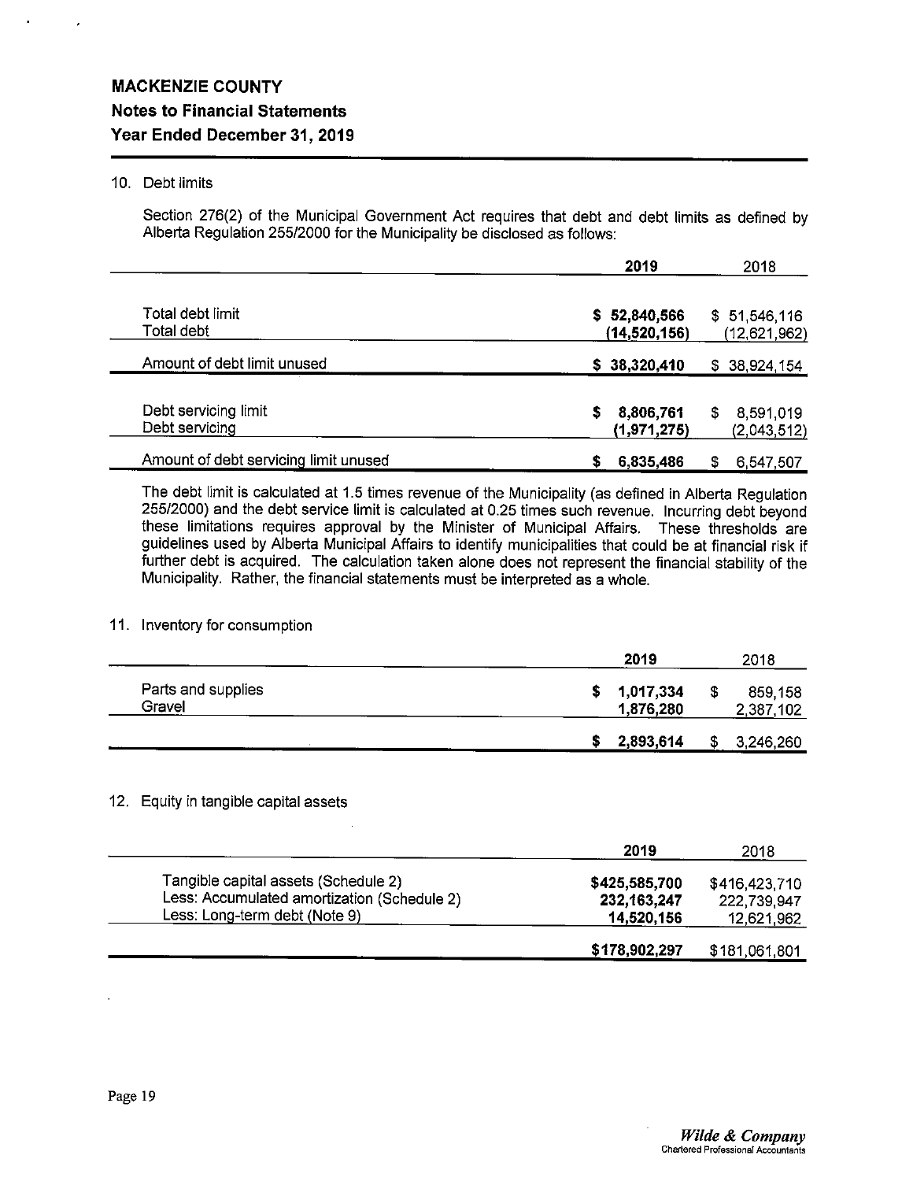# MACKENZIE COUNTY

## Notes to Financial Statements

## Year Ended December 31, 2019

### 10. Debt limits

Section 276(2) of the Municipal Government Act requires that debt and debt limits as defined by Alberta Regulation 255/2000 for the Municipality be disclosed as follows:

| | **2019** | 2018 |
|---|---|---|
| Total debt limit | **$ 52,840,566** | $ 51,546,116 |
| Total debt | **(14,520,156)** | (12,621,962) |
| Amount of debt limit unused | **$ 38,320,410** | $ 38,924,154 |
| Debt servicing limit | **$ 8,806,761** | $ 8,591,019 |
| Debt servicing | **(1,971,275)** | (2,043,512) |
| Amount of debt servicing limit unused | **$ 6,835,486** | $ 6,547,507 |

The debt limit is calculated at 1.5 times revenue of the Municipality (as defined in Alberta Regulation 255/2000) and the debt service limit is calculated at 0.25 times such revenue. Incurring debt beyond these limitations requires approval by the Minister of Municipal Affairs. These thresholds are guidelines used by Alberta Municipal Affairs to identify municipalities that could be at financial risk if further debt is acquired. The calculation taken alone does not represent the financial stability of the Municipality. Rather, the financial statements must be interpreted as a whole.

### 11. Inventory for consumption

| | **2019** | 2018 |
|---|---|---|
| Parts and supplies | **$ 1,017,334** | $ 859,158 |
| Gravel | **1,876,280** | 2,387,102 |
| | **$ 2,893,614** | $ 3,246,260 |

### 12. Equity in tangible capital assets

| | **2019** | 2018 |
|---|---|---|
| Tangible capital assets (Schedule 2) | **$425,585,700** | $416,423,710 |
| Less: Accumulated amortization (Schedule 2) | **232,163,247** | 222,739,947 |
| Less: Long-term debt (Note 9) | **14,520,156** | 12,621,962 |
| | **$178,902,297** | $181,061,801 |

*Wilde & Company*
Chartered Professional Accountants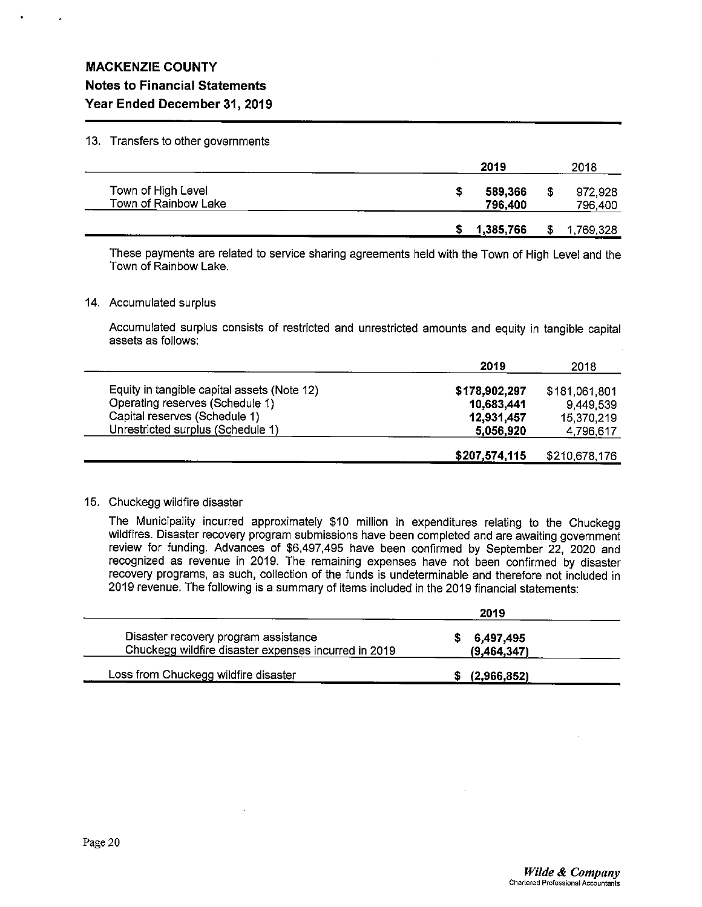# MACKENZIE COUNTY

## Notes to Financial Statements

## Year Ended December 31, 2019

13. Transfers to other governments

| | 2019 | 2018 |
|---|---|---|
| Town of High Level | $ **589,366** | $ 972,928 |
| Town of Rainbow Lake | **796,400** | 796,400 |
| | $ **1,385,766** | $ 1,769,328 |

These payments are related to service sharing agreements held with the Town of High Level and the Town of Rainbow Lake.

14. Accumulated surplus

Accumulated surplus consists of restricted and unrestricted amounts and equity in tangible capital assets as follows:

| | 2019 | 2018 |
|---|---|---|
| Equity in tangible capital assets (Note 12) | **$178,902,297** | $181,061,801 |
| Operating reserves (Schedule 1) | **10,683,441** | 9,449,539 |
| Capital reserves (Schedule 1) | **12,931,457** | 15,370,219 |
| Unrestricted surplus (Schedule 1) | **5,056,920** | 4,796,617 |
| | **$207,574,115** | $210,678,176 |

15. Chuckegg wildfire disaster

The Municipality incurred approximately $10 million in expenditures relating to the Chuckegg wildfires. Disaster recovery program submissions have been completed and are awaiting government review for funding. Advances of $6,497,495 have been confirmed by September 22, 2020 and recognized as revenue in 2019. The remaining expenses have not been confirmed by disaster recovery programs, as such, collection of the funds is undeterminable and therefore not included in 2019 revenue. The following is a summary of items included in the 2019 financial statements:

| | 2019 |
|---|---|
| Disaster recovery program assistance | $ **6,497,495** |
| Chuckegg wildfire disaster expenses incurred in 2019 | **(9,464,347)** |
| Loss from Chuckegg wildfire disaster | $ **(2,966,852)** |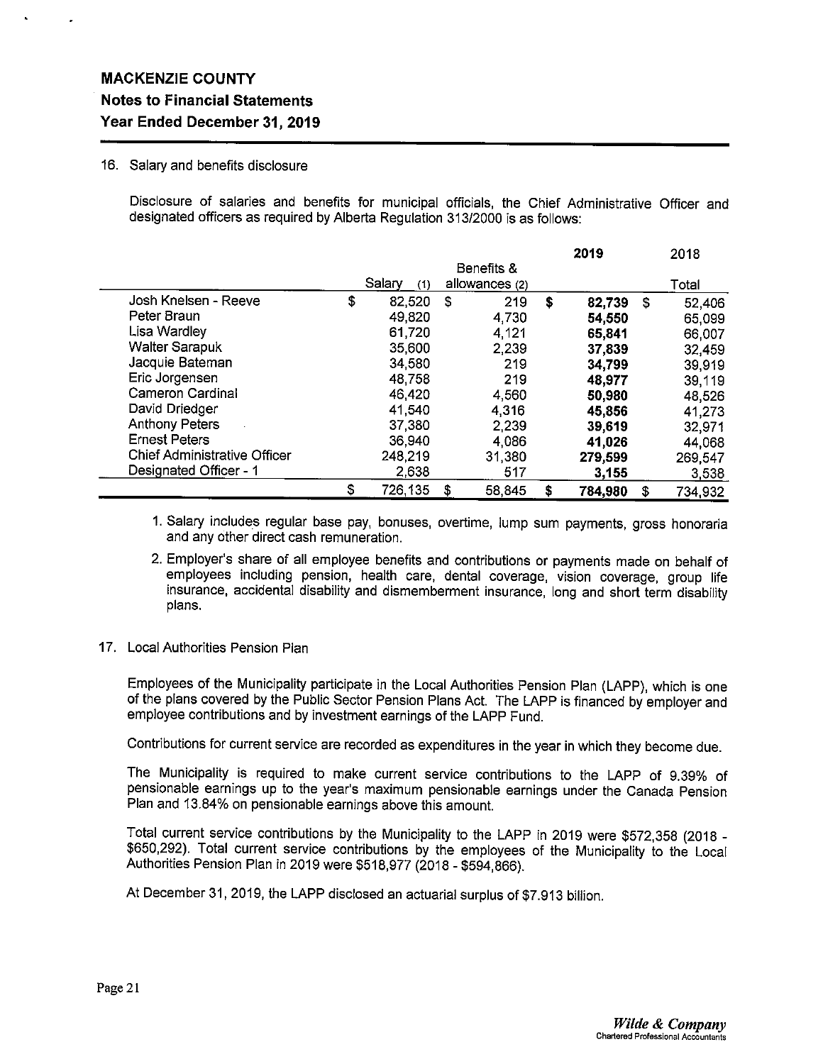# MACKENZIE COUNTY

## Notes to Financial Statements

## Year Ended December 31, 2019

16. Salary and benefits disclosure

Disclosure of salaries and benefits for municipal officials, the Chief Administrative Officer and designated officers as required by Alberta Regulation 313/2000 is as follows:

| | Salary (1) | Benefits & allowances (2) | 2019 | 2018 Total |
|---|---|---|---|---|
| Josh Knelsen - Reeve | $ 82,520 | $ 219 | **$ 82,739** | $ 52,406 |
| Peter Braun | 49,820 | 4,730 | **54,550** | 65,099 |
| Lisa Wardley | 61,720 | 4,121 | **65,841** | 66,007 |
| Walter Sarapuk | 35,600 | 2,239 | **37,839** | 32,459 |
| Jacquie Bateman | 34,580 | 219 | **34,799** | 39,919 |
| Eric Jorgensen | 48,758 | 219 | **48,977** | 39,119 |
| Cameron Cardinal | 46,420 | 4,560 | **50,980** | 48,526 |
| David Driedger | 41,540 | 4,316 | **45,856** | 41,273 |
| Anthony Peters | 37,380 | 2,239 | **39,619** | 32,971 |
| Ernest Peters | 36,940 | 4,086 | **41,026** | 44,068 |
| Chief Administrative Officer | 248,219 | 31,380 | **279,599** | 269,547 |
| Designated Officer - 1 | 2,638 | 517 | **3,155** | 3,538 |
| | $ 726,135 | $ 58,845 | **$ 784,980** | $ 734,932 |

1. Salary includes regular base pay, bonuses, overtime, lump sum payments, gross honoraria and any other direct cash remuneration.
2. Employer's share of all employee benefits and contributions or payments made on behalf of employees including pension, health care, dental coverage, vision coverage, group life insurance, accidental disability and dismemberment insurance, long and short term disability plans.

17. Local Authorities Pension Plan

Employees of the Municipality participate in the Local Authorities Pension Plan (LAPP), which is one of the plans covered by the Public Sector Pension Plans Act. The LAPP is financed by employer and employee contributions and by investment earnings of the LAPP Fund.

Contributions for current service are recorded as expenditures in the year in which they become due.

The Municipality is required to make current service contributions to the LAPP of 9.39% of pensionable earnings up to the year's maximum pensionable earnings under the Canada Pension Plan and 13.84% on pensionable earnings above this amount.

Total current service contributions by the Municipality to the LAPP in 2019 were $572,358 (2018 - $650,292). Total current service contributions by the employees of the Municipality to the Local Authorities Pension Plan in 2019 were $518,977 (2018 - $594,866).

At December 31, 2019, the LAPP disclosed an actuarial surplus of $7.913 billion.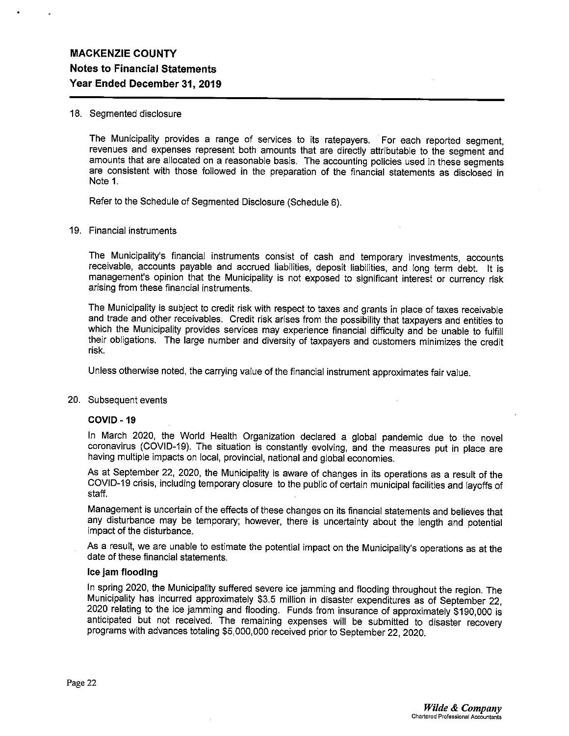# MACKENZIE COUNTY
## Notes to Financial Statements
## Year Ended December 31, 2019

18. Segmented disclosure

The Municipality provides a range of services to its ratepayers. For each reported segment, revenues and expenses represent both amounts that are directly attributable to the segment and amounts that are allocated on a reasonable basis. The accounting policies used in these segments are consistent with those followed in the preparation of the financial statements as disclosed in Note 1.

Refer to the Schedule of Segmented Disclosure (Schedule 6).

19. Financial instruments

The Municipality's financial instruments consist of cash and temporary investments, accounts receivable, accounts payable and accrued liabilities, deposit liabilities, and long term debt. It is management's opinion that the Municipality is not exposed to significant interest or currency risk arising from these financial instruments.

The Municipality is subject to credit risk with respect to taxes and grants in place of taxes receivable and trade and other receivables. Credit risk arises from the possibility that taxpayers and entities to which the Municipality provides services may experience financial difficulty and be unable to fulfill their obligations. The large number and diversity of taxpayers and customers minimizes the credit risk.

Unless otherwise noted, the carrying value of the financial instrument approximates fair value.

20. Subsequent events

**COVID - 19**

In March 2020, the World Health Organization declared a global pandemic due to the novel coronavirus (COVID-19). The situation is constantly evolving, and the measures put in place are having multiple impacts on local, provincial, national and global economies.

As at September 22, 2020, the Municipality is aware of changes in its operations as a result of the COVID-19 crisis, including temporary closure to the public of certain municipal facilities and layoffs of staff.

Management is uncertain of the effects of these changes on its financial statements and believes that any disturbance may be temporary; however, there is uncertainty about the length and potential impact of the disturbance.

As a result, we are unable to estimate the potential impact on the Municipality's operations as at the date of these financial statements.

**Ice jam flooding**

In spring 2020, the Municipality suffered severe ice jamming and flooding throughout the region. The Municipality has incurred approximately $3.5 million in disaster expenditures as of September 22, 2020 relating to the ice jamming and flooding. Funds from insurance of approximately $190,000 is anticipated but not received. The remaining expenses will be submitted to disaster recovery programs with advances totaling $5,000,000 received prior to September 22, 2020.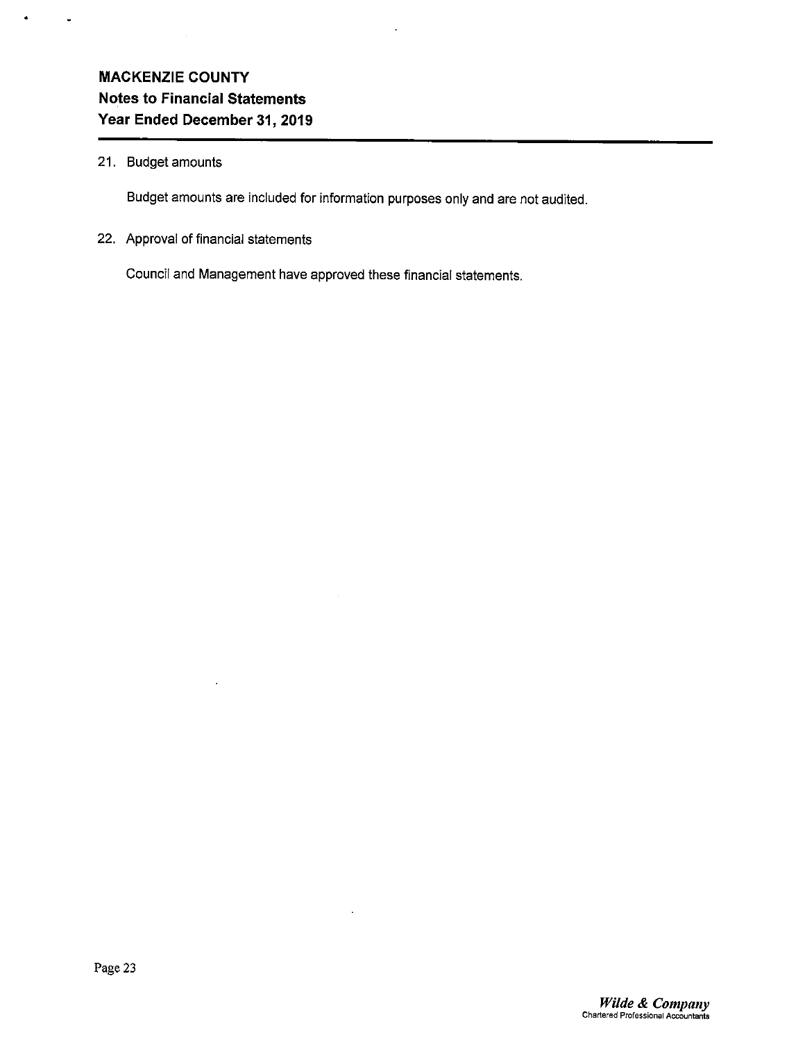21. Budget amounts

    Budget amounts are included for information purposes only and are not audited.

22. Approval of financial statements

    Council and Management have approved these financial statements.